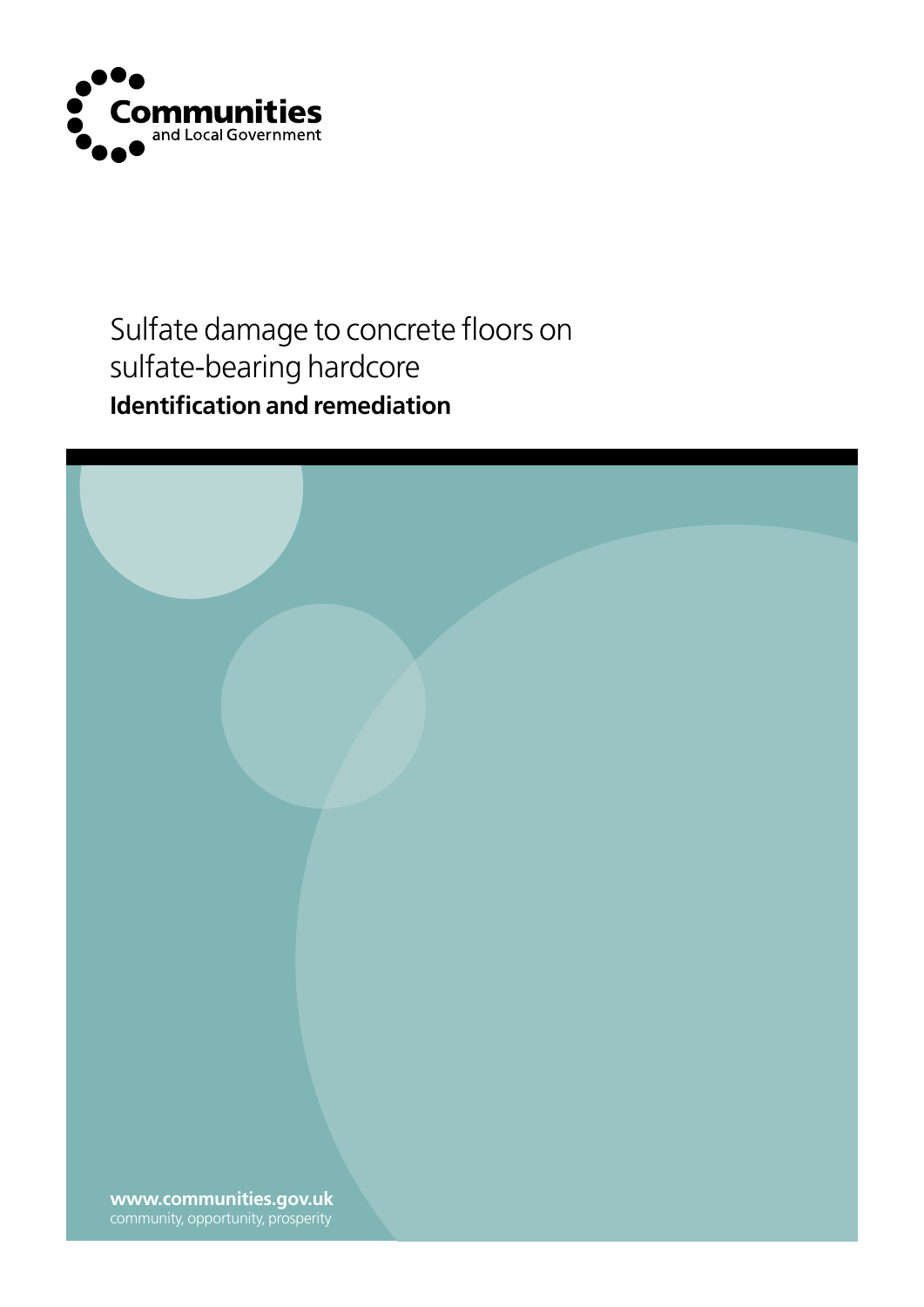Communities and Local Government

# Sulfate damage to concrete floors on sulfate-bearing hardcore

## Identification and remediation

**www.communities.gov.uk**
community, opportunity, prosperity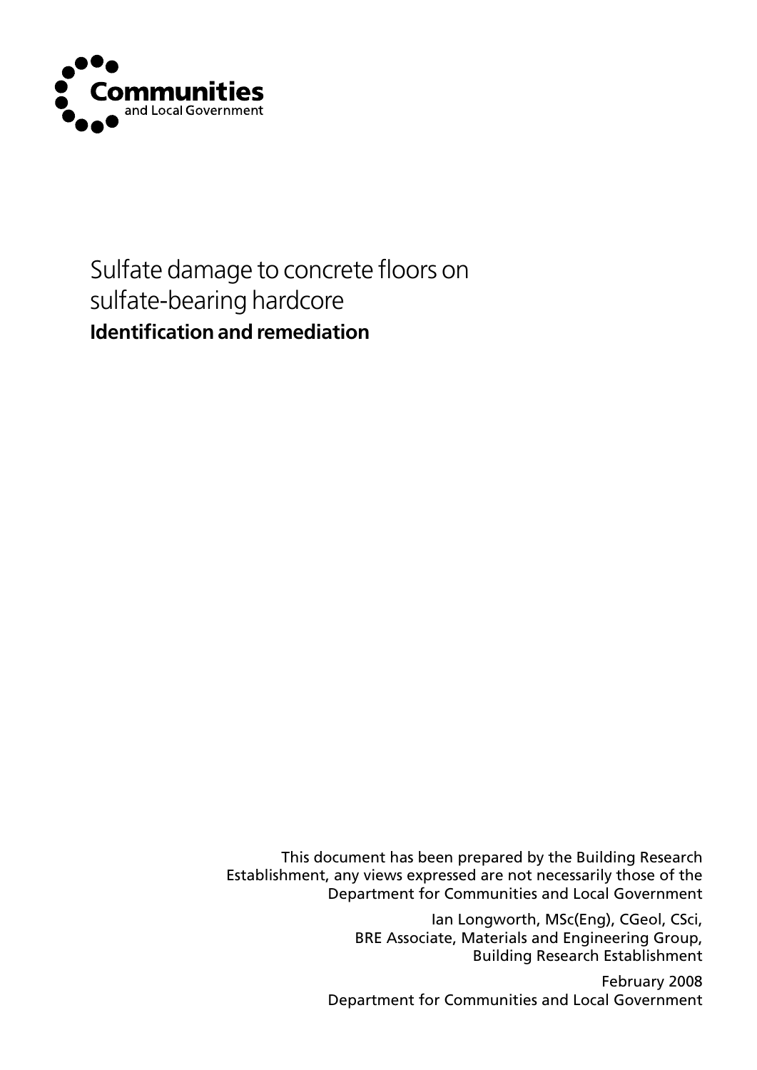Communities and Local Government

# Sulfate damage to concrete floors on sulfate-bearing hardcore

## Identification and remediation

This document has been prepared by the Building Research Establishment, any views expressed are not necessarily those of the Department for Communities and Local Government

Ian Longworth, MSc(Eng), CGeol, CSci,
BRE Associate, Materials and Engineering Group,
Building Research Establishment

February 2008
Department for Communities and Local Government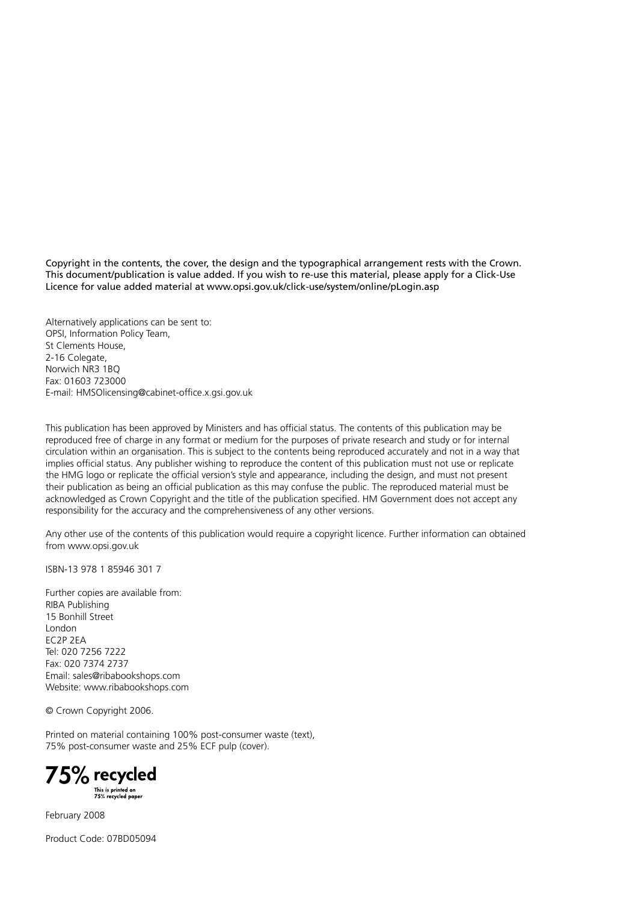Copyright in the contents, the cover, the design and the typographical arrangement rests with the Crown. This document/publication is value added. If you wish to re-use this material, please apply for a Click-Use Licence for value added material at www.opsi.gov.uk/click-use/system/online/pLogin.asp

Alternatively applications can be sent to:
OPSI, Information Policy Team,
St Clements House,
2-16 Colegate,
Norwich NR3 1BQ
Fax: 01603 723000
E-mail: HMSOlicensing@cabinet-office.x.gsi.gov.uk

This publication has been approved by Ministers and has official status. The contents of this publication may be reproduced free of charge in any format or medium for the purposes of private research and study or for internal circulation within an organisation. This is subject to the contents being reproduced accurately and not in a way that implies official status. Any publisher wishing to reproduce the content of this publication must not use or replicate the HMG logo or replicate the official version's style and appearance, including the design, and must not present their publication as being an official publication as this may confuse the public. The reproduced material must be acknowledged as Crown Copyright and the title of the publication specified. HM Government does not accept any responsibility for the accuracy and the comprehensiveness of any other versions.

Any other use of the contents of this publication would require a copyright licence. Further information can obtained from www.opsi.gov.uk

ISBN-13 978 1 85946 301 7

Further copies are available from:
RIBA Publishing
15 Bonhill Street
London
EC2P 2EA
Tel: 020 7256 7222
Fax: 020 7374 2737
Email: sales@ribabookshops.com
Website: www.ribabookshops.com

© Crown Copyright 2006.

Printed on material containing 100% post-consumer waste (text),
75% post-consumer waste and 25% ECF pulp (cover).

**75% recycled**
This is printed on
75% recycled paper

February 2008

Product Code: 07BD05094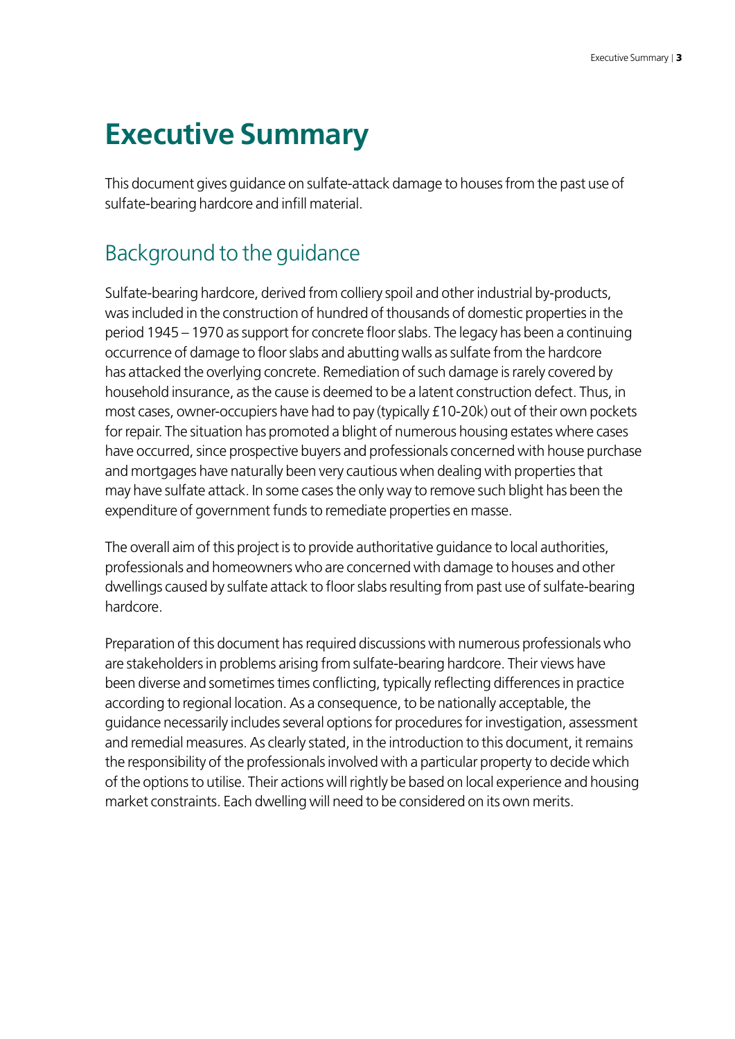# Executive Summary

This document gives guidance on sulfate-attack damage to houses from the past use of sulfate-bearing hardcore and infill material.

## Background to the guidance

Sulfate-bearing hardcore, derived from colliery spoil and other industrial by-products, was included in the construction of hundred of thousands of domestic properties in the period 1945 – 1970 as support for concrete floor slabs. The legacy has been a continuing occurrence of damage to floor slabs and abutting walls as sulfate from the hardcore has attacked the overlying concrete. Remediation of such damage is rarely covered by household insurance, as the cause is deemed to be a latent construction defect. Thus, in most cases, owner-occupiers have had to pay (typically £10-20k) out of their own pockets for repair. The situation has promoted a blight of numerous housing estates where cases have occurred, since prospective buyers and professionals concerned with house purchase and mortgages have naturally been very cautious when dealing with properties that may have sulfate attack. In some cases the only way to remove such blight has been the expenditure of government funds to remediate properties en masse.

The overall aim of this project is to provide authoritative guidance to local authorities, professionals and homeowners who are concerned with damage to houses and other dwellings caused by sulfate attack to floor slabs resulting from past use of sulfate-bearing hardcore.

Preparation of this document has required discussions with numerous professionals who are stakeholders in problems arising from sulfate-bearing hardcore. Their views have been diverse and sometimes times conflicting, typically reflecting differences in practice according to regional location. As a consequence, to be nationally acceptable, the guidance necessarily includes several options for procedures for investigation, assessment and remedial measures. As clearly stated, in the introduction to this document, it remains the responsibility of the professionals involved with a particular property to decide which of the options to utilise. Their actions will rightly be based on local experience and housing market constraints. Each dwelling will need to be considered on its own merits.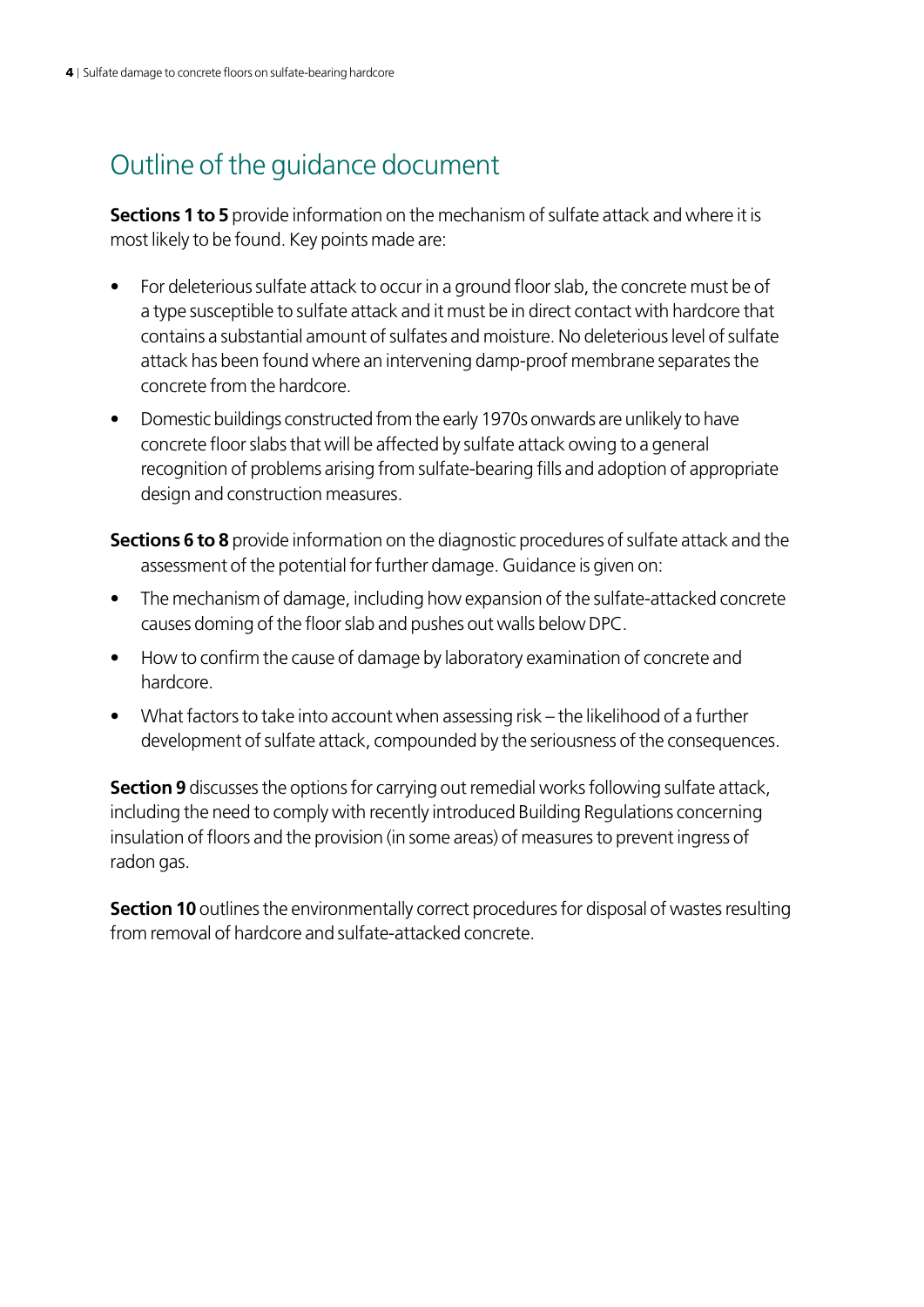# Outline of the guidance document

**Sections 1 to 5** provide information on the mechanism of sulfate attack and where it is most likely to be found. Key points made are:

- For deleterious sulfate attack to occur in a ground floor slab, the concrete must be of a type susceptible to sulfate attack and it must be in direct contact with hardcore that contains a substantial amount of sulfates and moisture. No deleterious level of sulfate attack has been found where an intervening damp-proof membrane separates the concrete from the hardcore.
- Domestic buildings constructed from the early 1970s onwards are unlikely to have concrete floor slabs that will be affected by sulfate attack owing to a general recognition of problems arising from sulfate-bearing fills and adoption of appropriate design and construction measures.

**Sections 6 to 8** provide information on the diagnostic procedures of sulfate attack and the assessment of the potential for further damage. Guidance is given on:

- The mechanism of damage, including how expansion of the sulfate-attacked concrete causes doming of the floor slab and pushes out walls below DPC.
- How to confirm the cause of damage by laboratory examination of concrete and hardcore.
- What factors to take into account when assessing risk – the likelihood of a further development of sulfate attack, compounded by the seriousness of the consequences.

**Section 9** discusses the options for carrying out remedial works following sulfate attack, including the need to comply with recently introduced Building Regulations concerning insulation of floors and the provision (in some areas) of measures to prevent ingress of radon gas.

**Section 10** outlines the environmentally correct procedures for disposal of wastes resulting from removal of hardcore and sulfate-attacked concrete.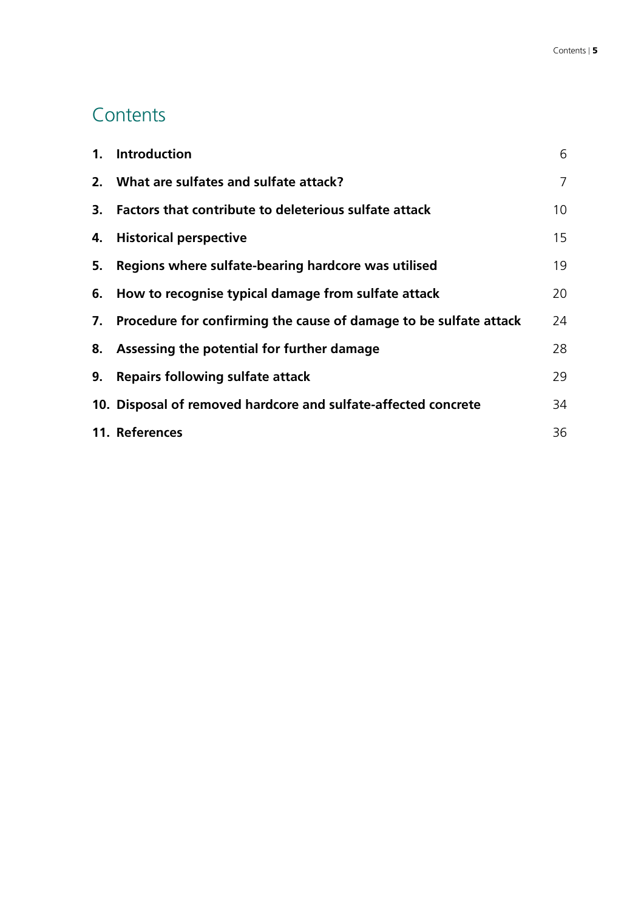# Contents

| | | |
|---|---|---|
| **1.** | **Introduction** | 6 |
| **2.** | **What are sulfates and sulfate attack?** | 7 |
| **3.** | **Factors that contribute to deleterious sulfate attack** | 10 |
| **4.** | **Historical perspective** | 15 |
| **5.** | **Regions where sulfate-bearing hardcore was utilised** | 19 |
| **6.** | **How to recognise typical damage from sulfate attack** | 20 |
| **7.** | **Procedure for confirming the cause of damage to be sulfate attack** | 24 |
| **8.** | **Assessing the potential for further damage** | 28 |
| **9.** | **Repairs following sulfate attack** | 29 |
| **10.** | **Disposal of removed hardcore and sulfate-affected concrete** | 34 |
| **11.** | **References** | 36 |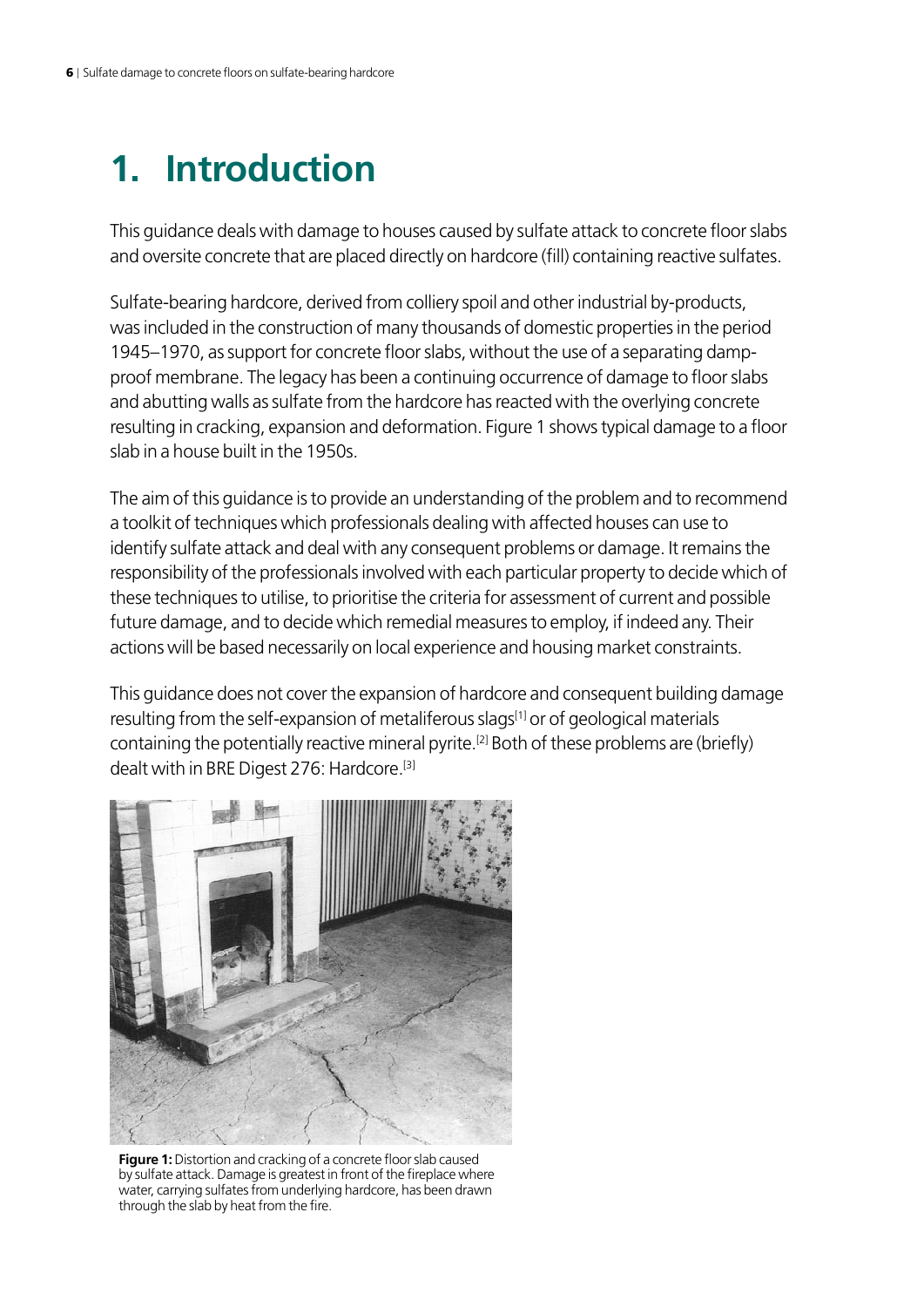# 1. Introduction

This guidance deals with damage to houses caused by sulfate attack to concrete floor slabs and oversite concrete that are placed directly on hardcore (fill) containing reactive sulfates.

Sulfate-bearing hardcore, derived from colliery spoil and other industrial by-products, was included in the construction of many thousands of domestic properties in the period 1945–1970, as support for concrete floor slabs, without the use of a separating damp-proof membrane. The legacy has been a continuing occurrence of damage to floor slabs and abutting walls as sulfate from the hardcore has reacted with the overlying concrete resulting in cracking, expansion and deformation. Figure 1 shows typical damage to a floor slab in a house built in the 1950s.

The aim of this guidance is to provide an understanding of the problem and to recommend a toolkit of techniques which professionals dealing with affected houses can use to identify sulfate attack and deal with any consequent problems or damage. It remains the responsibility of the professionals involved with each particular property to decide which of these techniques to utilise, to prioritise the criteria for assessment of current and possible future damage, and to decide which remedial measures to employ, if indeed any. Their actions will be based necessarily on local experience and housing market constraints.

This guidance does not cover the expansion of hardcore and consequent building damage resulting from the self-expansion of metaliferous slags[1] or of geological materials containing the potentially reactive mineral pyrite.[2] Both of these problems are (briefly) dealt with in BRE Digest 276: Hardcore.[3]

**Figure 1:** Distortion and cracking of a concrete floor slab caused by sulfate attack. Damage is greatest in front of the fireplace where water, carrying sulfates from underlying hardcore, has been drawn through the slab by heat from the fire.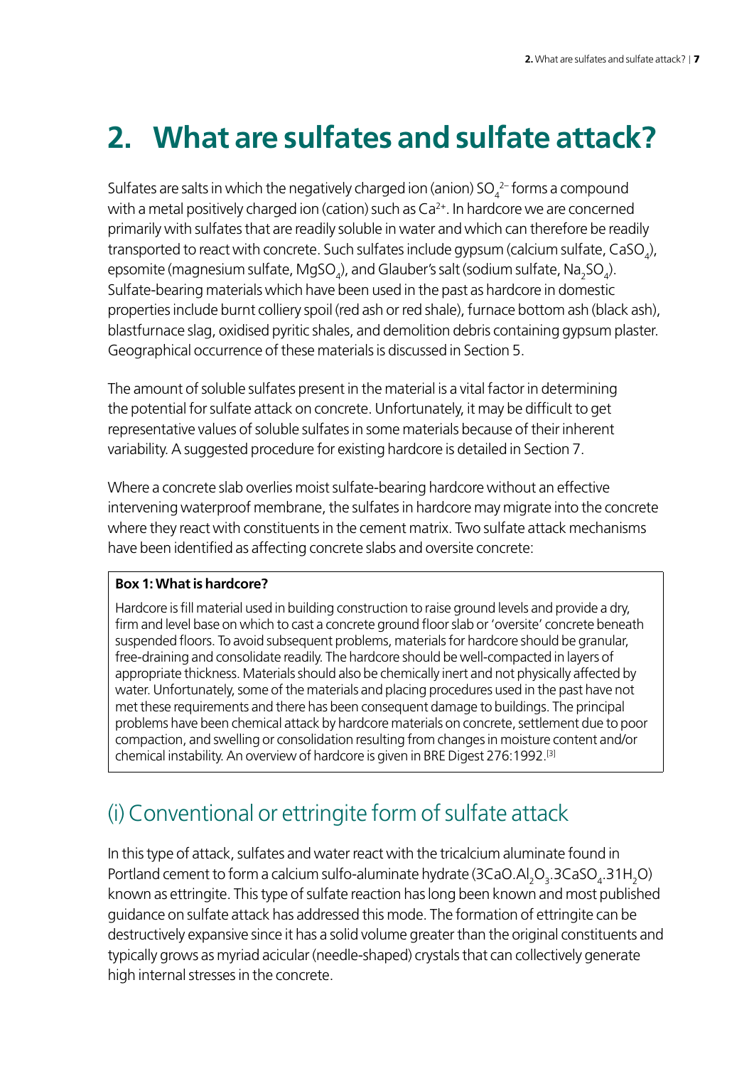# 2. What are sulfates and sulfate attack?

Sulfates are salts in which the negatively charged ion (anion) $SO_4^{2-}$ forms a compound with a metal positively charged ion (cation) such as $Ca^{2+}$. In hardcore we are concerned primarily with sulfates that are readily soluble in water and which can therefore be readily transported to react with concrete. Such sulfates include gypsum (calcium sulfate, $CaSO_4$), epsomite (magnesium sulfate, $MgSO_4$), and Glauber's salt (sodium sulfate, $Na_2SO_4$). Sulfate-bearing materials which have been used in the past as hardcore in domestic properties include burnt colliery spoil (red ash or red shale), furnace bottom ash (black ash), blastfurnace slag, oxidised pyritic shales, and demolition debris containing gypsum plaster. Geographical occurrence of these materials is discussed in Section 5.

The amount of soluble sulfates present in the material is a vital factor in determining the potential for sulfate attack on concrete. Unfortunately, it may be difficult to get representative values of soluble sulfates in some materials because of their inherent variability. A suggested procedure for existing hardcore is detailed in Section 7.

Where a concrete slab overlies moist sulfate-bearing hardcore without an effective intervening waterproof membrane, the sulfates in hardcore may migrate into the concrete where they react with constituents in the cement matrix. Two sulfate attack mechanisms have been identified as affecting concrete slabs and oversite concrete:

> **Box 1: What is hardcore?**
>
> Hardcore is fill material used in building construction to raise ground levels and provide a dry, firm and level base on which to cast a concrete ground floor slab or 'oversite' concrete beneath suspended floors. To avoid subsequent problems, materials for hardcore should be granular, free-draining and consolidate readily. The hardcore should be well-compacted in layers of appropriate thickness. Materials should also be chemically inert and not physically affected by water. Unfortunately, some of the materials and placing procedures used in the past have not met these requirements and there has been consequent damage to buildings. The principal problems have been chemical attack by hardcore materials on concrete, settlement due to poor compaction, and swelling or consolidation resulting from changes in moisture content and/or chemical instability. An overview of hardcore is given in BRE Digest 276:1992.[3]

## (i) Conventional or ettringite form of sulfate attack

In this type of attack, sulfates and water react with the tricalcium aluminate found in Portland cement to form a calcium sulfo-aluminate hydrate ($3CaO.Al_2O_3.3CaSO_4.31H_2O$) known as ettringite. This type of sulfate reaction has long been known and most published guidance on sulfate attack has addressed this mode. The formation of ettringite can be destructively expansive since it has a solid volume greater than the original constituents and typically grows as myriad acicular (needle-shaped) crystals that can collectively generate high internal stresses in the concrete.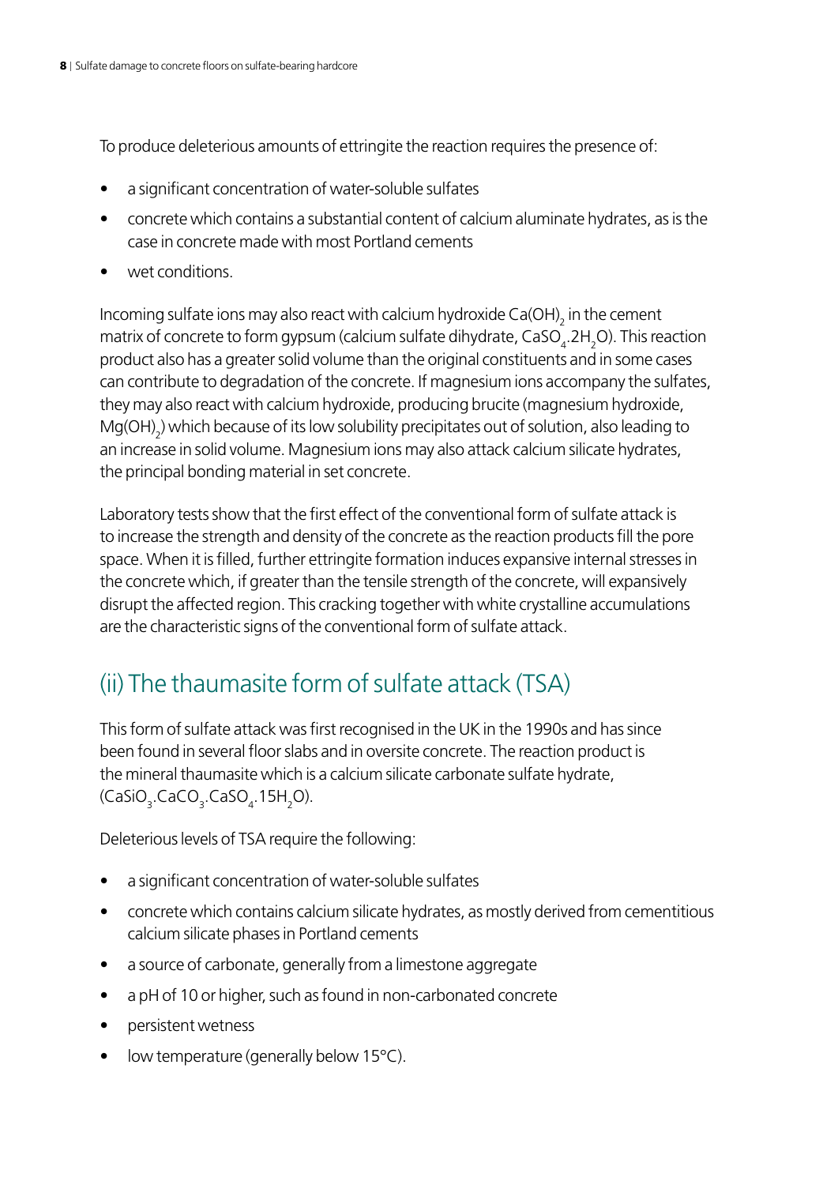To produce deleterious amounts of ettringite the reaction requires the presence of:

- a significant concentration of water-soluble sulfates
- concrete which contains a substantial content of calcium aluminate hydrates, as is the case in concrete made with most Portland cements
- wet conditions.

Incoming sulfate ions may also react with calcium hydroxide $Ca(OH)_2$ in the cement matrix of concrete to form gypsum (calcium sulfate dihydrate, $CaSO_4.2H_2O$). This reaction product also has a greater solid volume than the original constituents and in some cases can contribute to degradation of the concrete. If magnesium ions accompany the sulfates, they may also react with calcium hydroxide, producing brucite (magnesium hydroxide, $Mg(OH)_2$) which because of its low solubility precipitates out of solution, also leading to an increase in solid volume. Magnesium ions may also attack calcium silicate hydrates, the principal bonding material in set concrete.

Laboratory tests show that the first effect of the conventional form of sulfate attack is to increase the strength and density of the concrete as the reaction products fill the pore space. When it is filled, further ettringite formation induces expansive internal stresses in the concrete which, if greater than the tensile strength of the concrete, will expansively disrupt the affected region. This cracking together with white crystalline accumulations are the characteristic signs of the conventional form of sulfate attack.

## (ii) The thaumasite form of sulfate attack (TSA)

This form of sulfate attack was first recognised in the UK in the 1990s and has since been found in several floor slabs and in oversite concrete. The reaction product is the mineral thaumasite which is a calcium silicate carbonate sulfate hydrate, ($CaSiO_3.CaCO_3.CaSO_4.15H_2O$).

Deleterious levels of TSA require the following:

- a significant concentration of water-soluble sulfates
- concrete which contains calcium silicate hydrates, as mostly derived from cementitious calcium silicate phases in Portland cements
- a source of carbonate, generally from a limestone aggregate
- a pH of 10 or higher, such as found in non-carbonated concrete
- persistent wetness
- low temperature (generally below 15°C).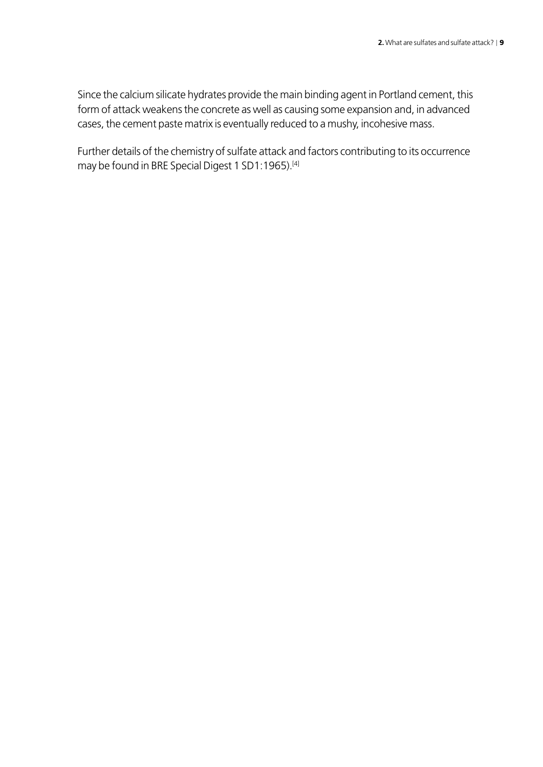Since the calcium silicate hydrates provide the main binding agent in Portland cement, this form of attack weakens the concrete as well as causing some expansion and, in advanced cases, the cement paste matrix is eventually reduced to a mushy, incohesive mass.

Further details of the chemistry of sulfate attack and factors contributing to its occurrence may be found in BRE Special Digest 1 SD1:1965).[4]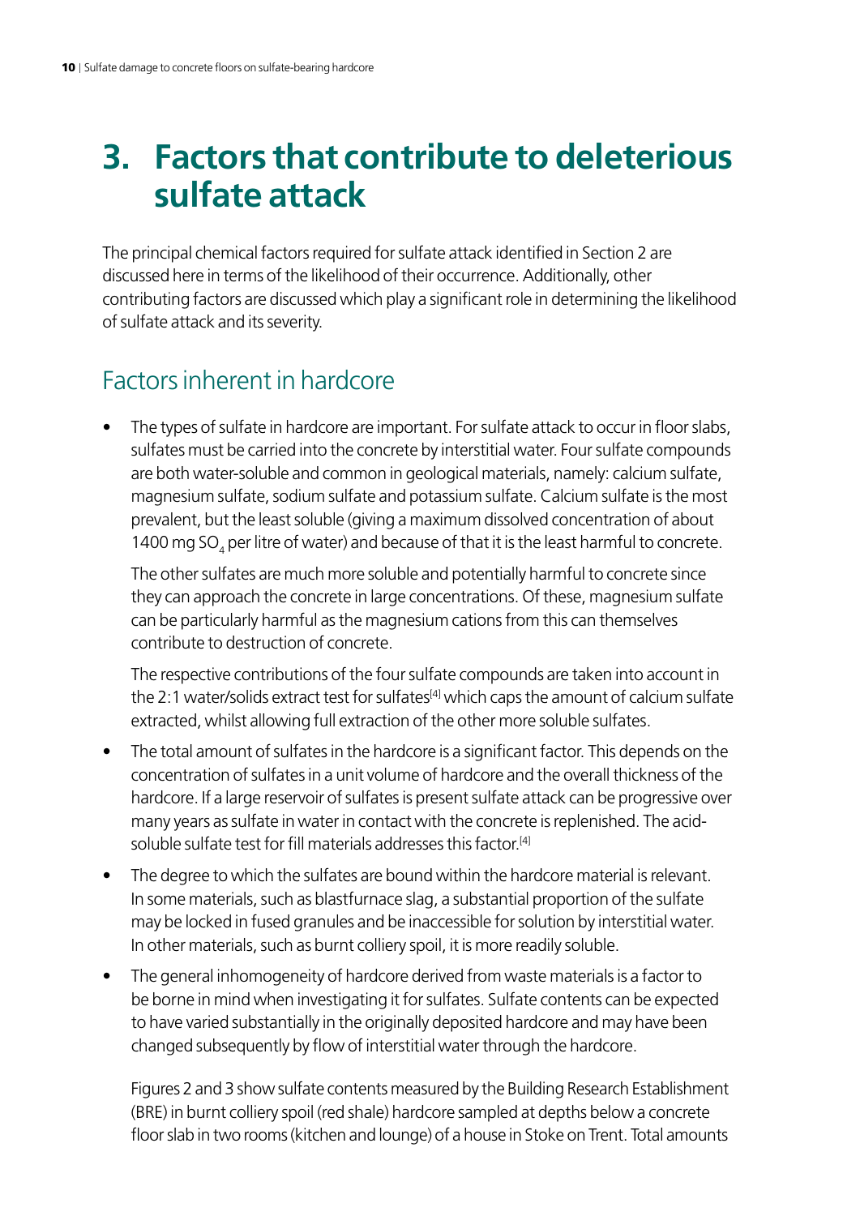# 3. Factors that contribute to deleterious sulfate attack

The principal chemical factors required for sulfate attack identified in Section 2 are discussed here in terms of the likelihood of their occurrence. Additionally, other contributing factors are discussed which play a significant role in determining the likelihood of sulfate attack and its severity.

## Factors inherent in hardcore

- The types of sulfate in hardcore are important. For sulfate attack to occur in floor slabs, sulfates must be carried into the concrete by interstitial water. Four sulfate compounds are both water-soluble and common in geological materials, namely: calcium sulfate, magnesium sulfate, sodium sulfate and potassium sulfate. Calcium sulfate is the most prevalent, but the least soluble (giving a maximum dissolved concentration of about 1400 mg $SO_4$ per litre of water) and because of that it is the least harmful to concrete.

  The other sulfates are much more soluble and potentially harmful to concrete since they can approach the concrete in large concentrations. Of these, magnesium sulfate can be particularly harmful as the magnesium cations from this can themselves contribute to destruction of concrete.

  The respective contributions of the four sulfate compounds are taken into account in the 2:1 water/solids extract test for sulfates[4] which caps the amount of calcium sulfate extracted, whilst allowing full extraction of the other more soluble sulfates.

- The total amount of sulfates in the hardcore is a significant factor. This depends on the concentration of sulfates in a unit volume of hardcore and the overall thickness of the hardcore. If a large reservoir of sulfates is present sulfate attack can be progressive over many years as sulfate in water in contact with the concrete is replenished. The acid-soluble sulfate test for fill materials addresses this factor.[4]

- The degree to which the sulfates are bound within the hardcore material is relevant. In some materials, such as blastfurnace slag, a substantial proportion of the sulfate may be locked in fused granules and be inaccessible for solution by interstitial water. In other materials, such as burnt colliery spoil, it is more readily soluble.

- The general inhomogeneity of hardcore derived from waste materials is a factor to be borne in mind when investigating it for sulfates. Sulfate contents can be expected to have varied substantially in the originally deposited hardcore and may have been changed subsequently by flow of interstitial water through the hardcore.

  Figures 2 and 3 show sulfate contents measured by the Building Research Establishment (BRE) in burnt colliery spoil (red shale) hardcore sampled at depths below a concrete floor slab in two rooms (kitchen and lounge) of a house in Stoke on Trent. Total amounts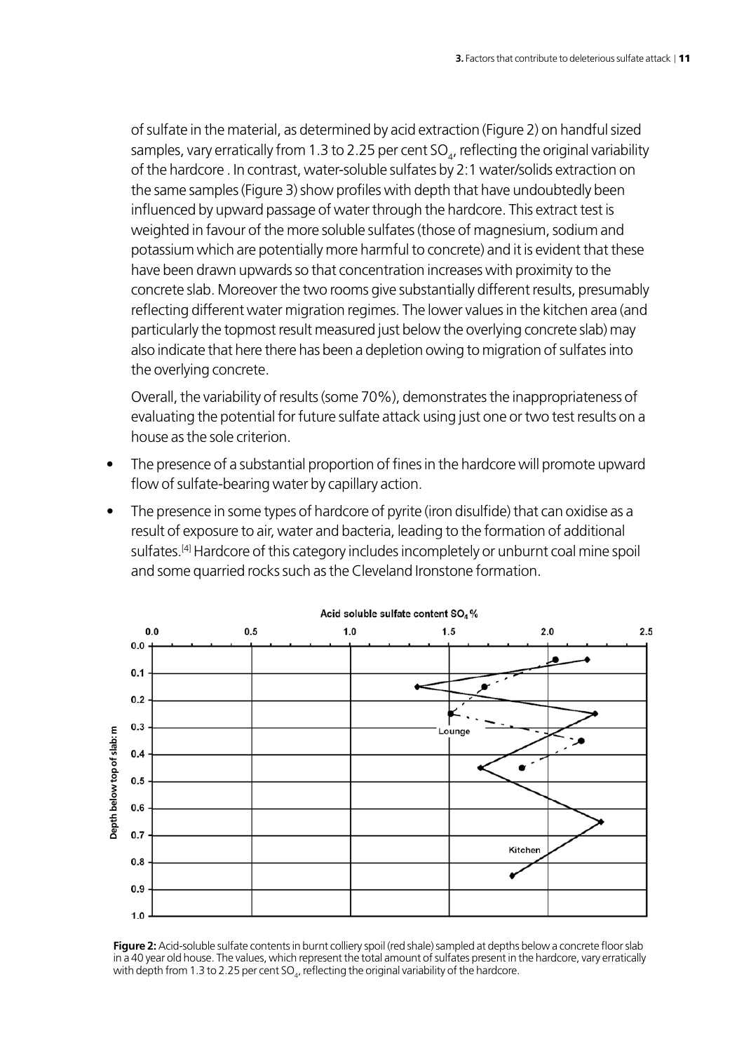of sulfate in the material, as determined by acid extraction (Figure 2) on handful sized samples, vary erratically from 1.3 to 2.25 per cent $SO_4$, reflecting the original variability of the hardcore . In contrast, water-soluble sulfates by 2:1 water/solids extraction on the same samples (Figure 3) show profiles with depth that have undoubtedly been influenced by upward passage of water through the hardcore. This extract test is weighted in favour of the more soluble sulfates (those of magnesium, sodium and potassium which are potentially more harmful to concrete) and it is evident that these have been drawn upwards so that concentration increases with proximity to the concrete slab. Moreover the two rooms give substantially different results, presumably reflecting different water migration regimes. The lower values in the kitchen area (and particularly the topmost result measured just below the overlying concrete slab) may also indicate that here there has been a depletion owing to migration of sulfates into the overlying concrete.

Overall, the variability of results (some 70%), demonstrates the inappropriateness of evaluating the potential for future sulfate attack using just one or two test results on a house as the sole criterion.

- The presence of a substantial proportion of fines in the hardcore will promote upward flow of sulfate-bearing water by capillary action.
- The presence in some types of hardcore of pyrite (iron disulfide) that can oxidise as a result of exposure to air, water and bacteria, leading to the formation of additional sulfates.[4] Hardcore of this category includes incompletely or unburnt coal mine spoil and some quarried rocks such as the Cleveland Ironstone formation.

**Figure 2:** Acid-soluble sulfate contents in burnt colliery spoil (red shale) sampled at depths below a concrete floor slab in a 40 year old house. The values, which represent the total amount of sulfates present in the hardcore, vary erratically with depth from 1.3 to 2.25 per cent $SO_4$, reflecting the original variability of the hardcore.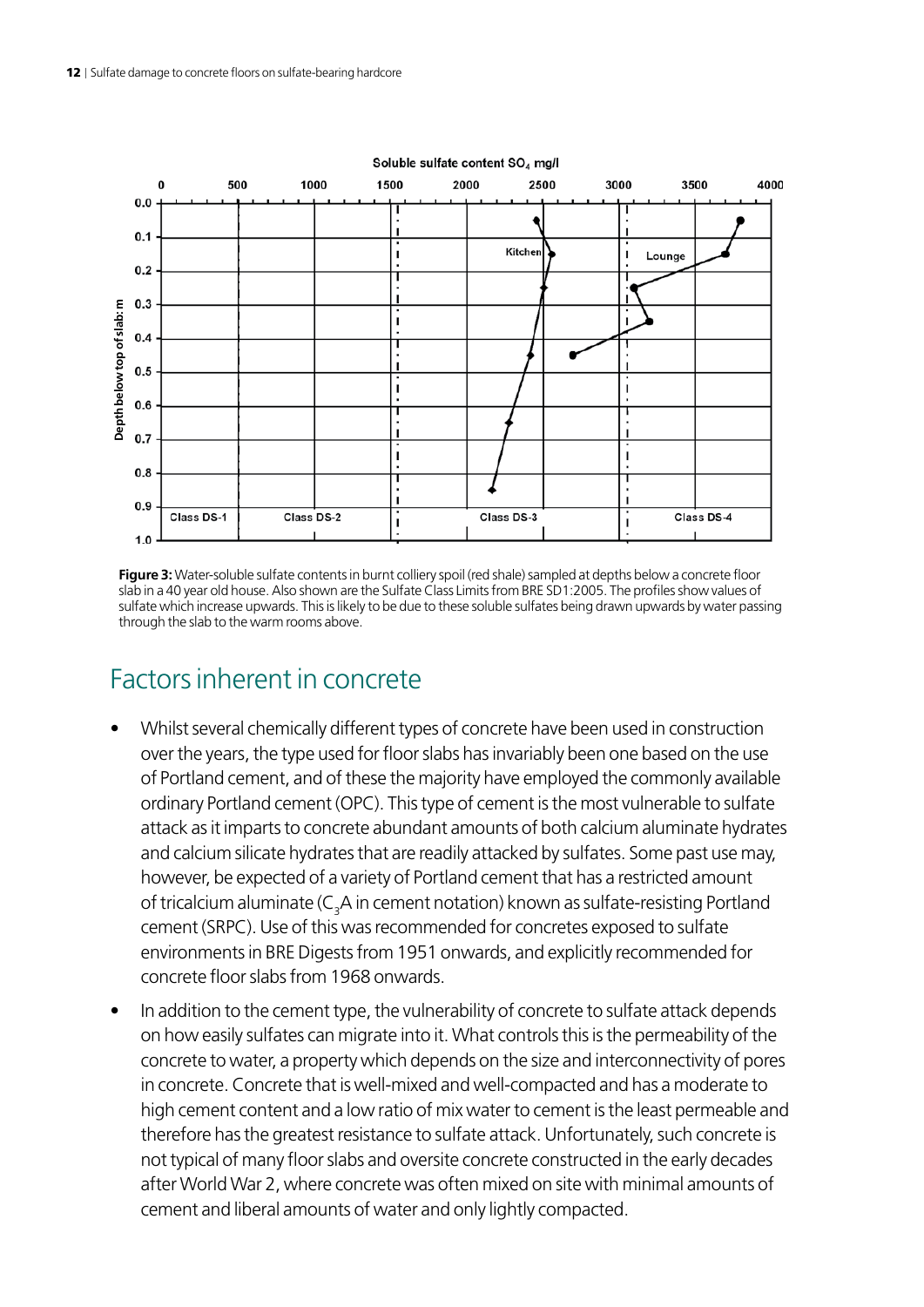**Figure 3:** Water-soluble sulfate contents in burnt colliery spoil (red shale) sampled at depths below a concrete floor slab in a 40 year old house. Also shown are the Sulfate Class Limits from BRE SD1:2005. The profiles show values of sulfate which increase upwards. This is likely to be due to these soluble sulfates being drawn upwards by water passing through the slab to the warm rooms above.

## Factors inherent in concrete

- Whilst several chemically different types of concrete have been used in construction over the years, the type used for floor slabs has invariably been one based on the use of Portland cement, and of these the majority have employed the commonly available ordinary Portland cement (OPC). This type of cement is the most vulnerable to sulfate attack as it imparts to concrete abundant amounts of both calcium aluminate hydrates and calcium silicate hydrates that are readily attacked by sulfates. Some past use may, however, be expected of a variety of Portland cement that has a restricted amount of tricalcium aluminate ($C_3A$ in cement notation) known as sulfate-resisting Portland cement (SRPC). Use of this was recommended for concretes exposed to sulfate environments in BRE Digests from 1951 onwards, and explicitly recommended for concrete floor slabs from 1968 onwards.
- In addition to the cement type, the vulnerability of concrete to sulfate attack depends on how easily sulfates can migrate into it. What controls this is the permeability of the concrete to water, a property which depends on the size and interconnectivity of pores in concrete. Concrete that is well-mixed and well-compacted and has a moderate to high cement content and a low ratio of mix water to cement is the least permeable and therefore has the greatest resistance to sulfate attack. Unfortunately, such concrete is not typical of many floor slabs and oversite concrete constructed in the early decades after World War 2, where concrete was often mixed on site with minimal amounts of cement and liberal amounts of water and only lightly compacted.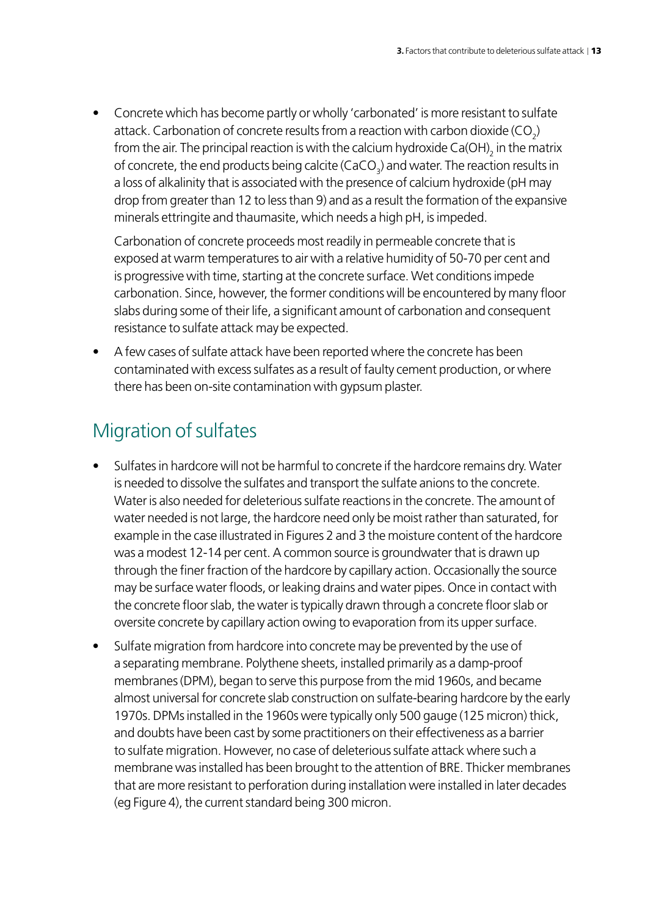- Concrete which has become partly or wholly 'carbonated' is more resistant to sulfate attack. Carbonation of concrete results from a reaction with carbon dioxide ($CO_2$) from the air. The principal reaction is with the calcium hydroxide $Ca(OH)_2$ in the matrix of concrete, the end products being calcite ($CaCO_3$) and water. The reaction results in a loss of alkalinity that is associated with the presence of calcium hydroxide (pH may drop from greater than 12 to less than 9) and as a result the formation of the expansive minerals ettringite and thaumasite, which needs a high pH, is impeded.

  Carbonation of concrete proceeds most readily in permeable concrete that is exposed at warm temperatures to air with a relative humidity of 50-70 per cent and is progressive with time, starting at the concrete surface. Wet conditions impede carbonation. Since, however, the former conditions will be encountered by many floor slabs during some of their life, a significant amount of carbonation and consequent resistance to sulfate attack may be expected.

- A few cases of sulfate attack have been reported where the concrete has been contaminated with excess sulfates as a result of faulty cement production, or where there has been on-site contamination with gypsum plaster.

## Migration of sulfates

- Sulfates in hardcore will not be harmful to concrete if the hardcore remains dry. Water is needed to dissolve the sulfates and transport the sulfate anions to the concrete. Water is also needed for deleterious sulfate reactions in the concrete. The amount of water needed is not large, the hardcore need only be moist rather than saturated, for example in the case illustrated in Figures 2 and 3 the moisture content of the hardcore was a modest 12-14 per cent. A common source is groundwater that is drawn up through the finer fraction of the hardcore by capillary action. Occasionally the source may be surface water floods, or leaking drains and water pipes. Once in contact with the concrete floor slab, the water is typically drawn through a concrete floor slab or oversite concrete by capillary action owing to evaporation from its upper surface.

- Sulfate migration from hardcore into concrete may be prevented by the use of a separating membrane. Polythene sheets, installed primarily as a damp-proof membranes (DPM), began to serve this purpose from the mid 1960s, and became almost universal for concrete slab construction on sulfate-bearing hardcore by the early 1970s. DPMs installed in the 1960s were typically only 500 gauge (125 micron) thick, and doubts have been cast by some practitioners on their effectiveness as a barrier to sulfate migration. However, no case of deleterious sulfate attack where such a membrane was installed has been brought to the attention of BRE. Thicker membranes that are more resistant to perforation during installation were installed in later decades (eg Figure 4), the current standard being 300 micron.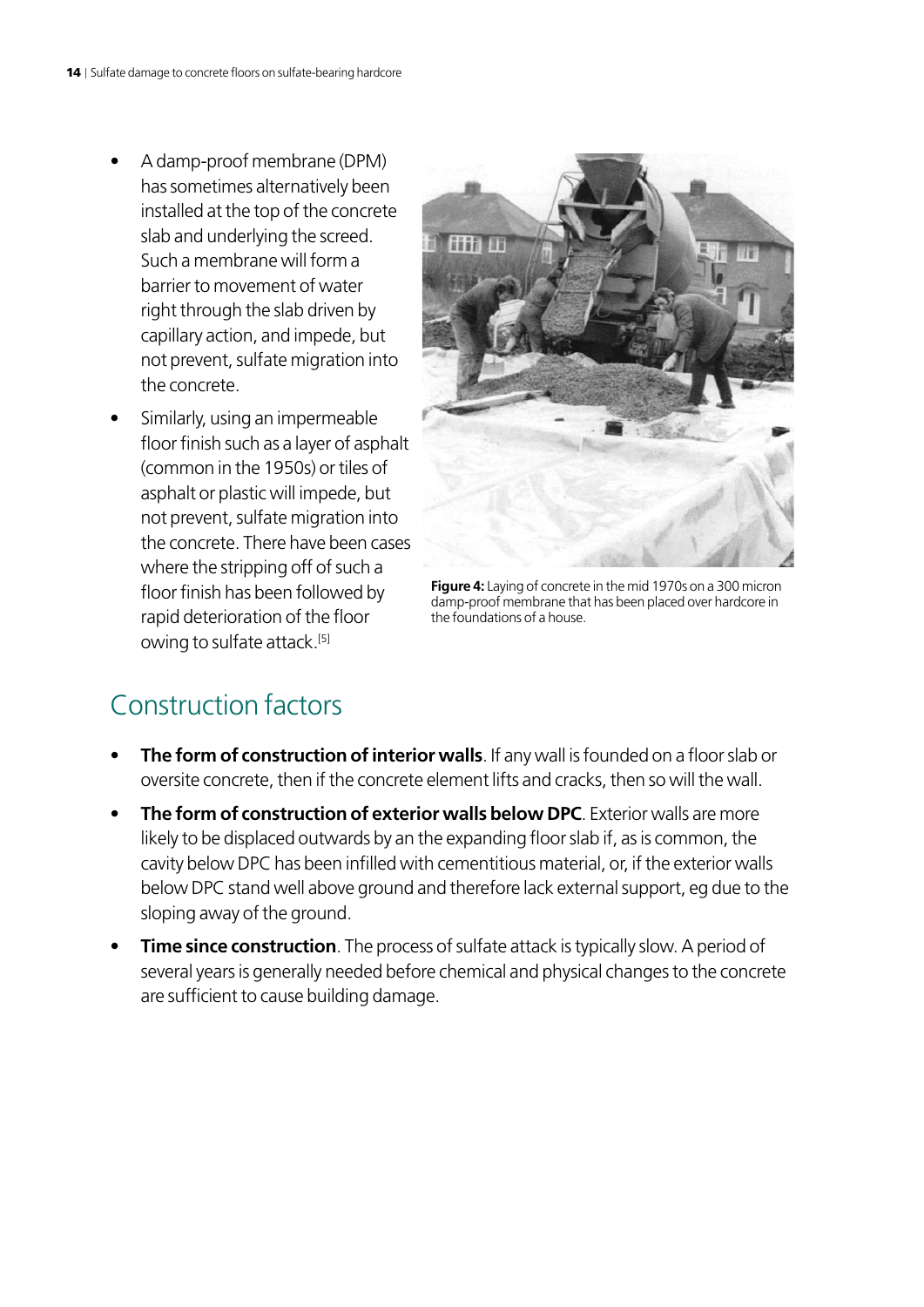- A damp-proof membrane (DPM) has sometimes alternatively been installed at the top of the concrete slab and underlying the screed. Such a membrane will form a barrier to movement of water right through the slab driven by capillary action, and impede, but not prevent, sulfate migration into the concrete.
- Similarly, using an impermeable floor finish such as a layer of asphalt (common in the 1950s) or tiles of asphalt or plastic will impede, but not prevent, sulfate migration into the concrete. There have been cases where the stripping off of such a floor finish has been followed by rapid deterioration of the floor owing to sulfate attack.[5]

**Figure 4:** Laying of concrete in the mid 1970s on a 300 micron damp-proof membrane that has been placed over hardcore in the foundations of a house.

## Construction factors

- **The form of construction of interior walls**. If any wall is founded on a floor slab or oversite concrete, then if the concrete element lifts and cracks, then so will the wall.
- **The form of construction of exterior walls below DPC**. Exterior walls are more likely to be displaced outwards by an the expanding floor slab if, as is common, the cavity below DPC has been infilled with cementitious material, or, if the exterior walls below DPC stand well above ground and therefore lack external support, eg due to the sloping away of the ground.
- **Time since construction**. The process of sulfate attack is typically slow. A period of several years is generally needed before chemical and physical changes to the concrete are sufficient to cause building damage.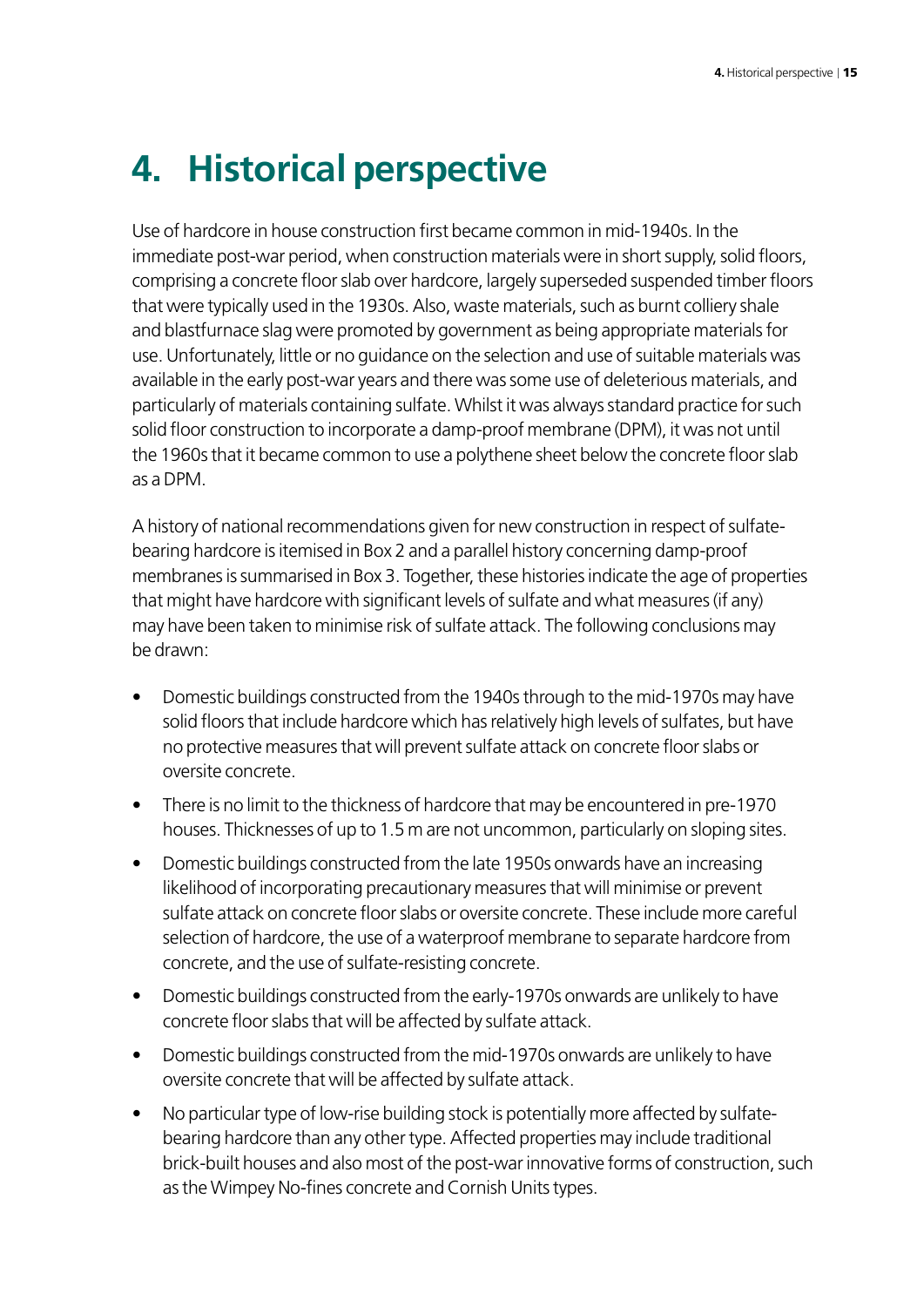# 4. Historical perspective

Use of hardcore in house construction first became common in mid-1940s. In the immediate post-war period, when construction materials were in short supply, solid floors, comprising a concrete floor slab over hardcore, largely superseded suspended timber floors that were typically used in the 1930s. Also, waste materials, such as burnt colliery shale and blastfurnace slag were promoted by government as being appropriate materials for use. Unfortunately, little or no guidance on the selection and use of suitable materials was available in the early post-war years and there was some use of deleterious materials, and particularly of materials containing sulfate. Whilst it was always standard practice for such solid floor construction to incorporate a damp-proof membrane (DPM), it was not until the 1960s that it became common to use a polythene sheet below the concrete floor slab as a DPM.

A history of national recommendations given for new construction in respect of sulfate-bearing hardcore is itemised in Box 2 and a parallel history concerning damp-proof membranes is summarised in Box 3. Together, these histories indicate the age of properties that might have hardcore with significant levels of sulfate and what measures (if any) may have been taken to minimise risk of sulfate attack. The following conclusions may be drawn:

- Domestic buildings constructed from the 1940s through to the mid-1970s may have solid floors that include hardcore which has relatively high levels of sulfates, but have no protective measures that will prevent sulfate attack on concrete floor slabs or oversite concrete.
- There is no limit to the thickness of hardcore that may be encountered in pre-1970 houses. Thicknesses of up to 1.5 m are not uncommon, particularly on sloping sites.
- Domestic buildings constructed from the late 1950s onwards have an increasing likelihood of incorporating precautionary measures that will minimise or prevent sulfate attack on concrete floor slabs or oversite concrete. These include more careful selection of hardcore, the use of a waterproof membrane to separate hardcore from concrete, and the use of sulfate-resisting concrete.
- Domestic buildings constructed from the early-1970s onwards are unlikely to have concrete floor slabs that will be affected by sulfate attack.
- Domestic buildings constructed from the mid-1970s onwards are unlikely to have oversite concrete that will be affected by sulfate attack.
- No particular type of low-rise building stock is potentially more affected by sulfate-bearing hardcore than any other type. Affected properties may include traditional brick-built houses and also most of the post-war innovative forms of construction, such as the Wimpey No-fines concrete and Cornish Units types.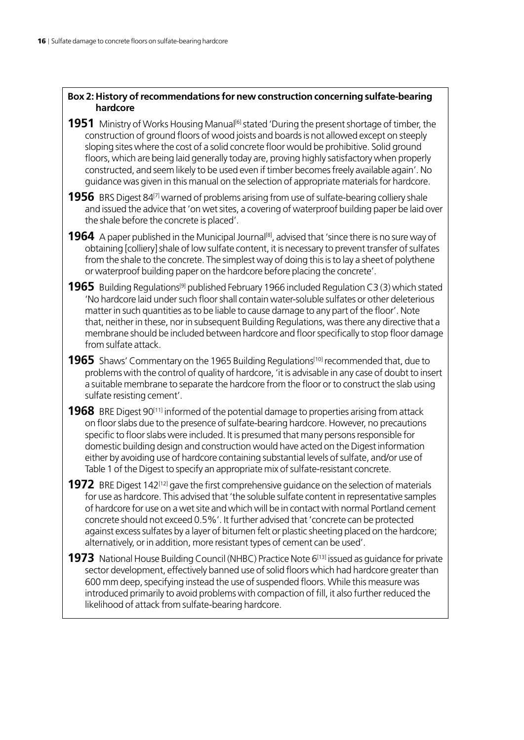**Box 2: History of recommendations for new construction concerning sulfate-bearing hardcore**

**1951** Ministry of Works Housing Manual[6] stated 'During the present shortage of timber, the construction of ground floors of wood joists and boards is not allowed except on steeply sloping sites where the cost of a solid concrete floor would be prohibitive. Solid ground floors, which are being laid generally today are, proving highly satisfactory when properly constructed, and seem likely to be used even if timber becomes freely available again'. No guidance was given in this manual on the selection of appropriate materials for hardcore.

**1956** BRS Digest 84[7] warned of problems arising from use of sulfate-bearing colliery shale and issued the advice that 'on wet sites, a covering of waterproof building paper be laid over the shale before the concrete is placed'.

**1964** A paper published in the Municipal Journal[8], advised that 'since there is no sure way of obtaining [colliery] shale of low sulfate content, it is necessary to prevent transfer of sulfates from the shale to the concrete. The simplest way of doing this is to lay a sheet of polythene or waterproof building paper on the hardcore before placing the concrete'.

**1965** Building Regulations[9] published February 1966 included Regulation C3 (3) which stated 'No hardcore laid under such floor shall contain water-soluble sulfates or other deleterious matter in such quantities as to be liable to cause damage to any part of the floor'. Note that, neither in these, nor in subsequent Building Regulations, was there any directive that a membrane should be included between hardcore and floor specifically to stop floor damage from sulfate attack.

**1965** Shaws' Commentary on the 1965 Building Regulations[10] recommended that, due to problems with the control of quality of hardcore, 'it is advisable in any case of doubt to insert a suitable membrane to separate the hardcore from the floor or to construct the slab using sulfate resisting cement'.

**1968** BRE Digest 90[11] informed of the potential damage to properties arising from attack on floor slabs due to the presence of sulfate-bearing hardcore. However, no precautions specific to floor slabs were included. It is presumed that many persons responsible for domestic building design and construction would have acted on the Digest information either by avoiding use of hardcore containing substantial levels of sulfate, and/or use of Table 1 of the Digest to specify an appropriate mix of sulfate-resistant concrete.

**1972** BRE Digest 142[12] gave the first comprehensive guidance on the selection of materials for use as hardcore. This advised that 'the soluble sulfate content in representative samples of hardcore for use on a wet site and which will be in contact with normal Portland cement concrete should not exceed 0.5%'. It further advised that 'concrete can be protected against excess sulfates by a layer of bitumen felt or plastic sheeting placed on the hardcore; alternatively, or in addition, more resistant types of cement can be used'.

**1973** National House Building Council (NHBC) Practice Note 6[13] issued as guidance for private sector development, effectively banned use of solid floors which had hardcore greater than 600 mm deep, specifying instead the use of suspended floors. While this measure was introduced primarily to avoid problems with compaction of fill, it also further reduced the likelihood of attack from sulfate-bearing hardcore.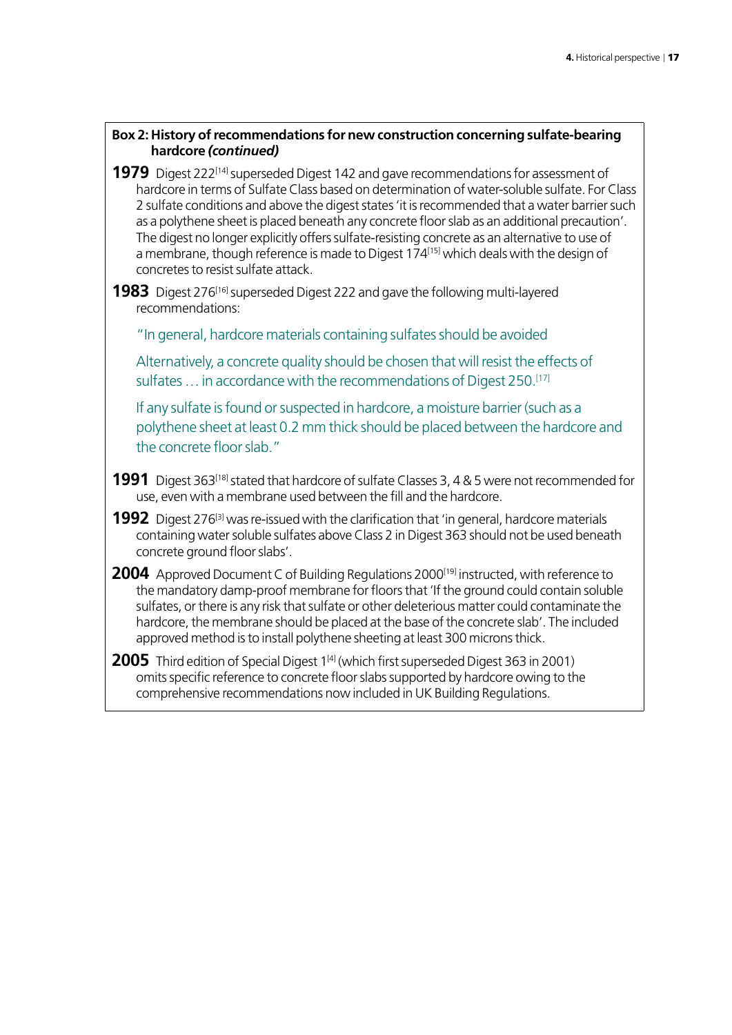**Box 2: History of recommendations for new construction concerning sulfate-bearing hardcore *(continued)***

**1979** Digest 222[14] superseded Digest 142 and gave recommendations for assessment of hardcore in terms of Sulfate Class based on determination of water-soluble sulfate. For Class 2 sulfate conditions and above the digest states 'it is recommended that a water barrier such as a polythene sheet is placed beneath any concrete floor slab as an additional precaution'. The digest no longer explicitly offers sulfate-resisting concrete as an alternative to use of a membrane, though reference is made to Digest 174[15] which deals with the design of concretes to resist sulfate attack.

**1983** Digest 276[16] superseded Digest 222 and gave the following multi-layered recommendations:

> "In general, hardcore materials containing sulfates should be avoided
>
> Alternatively, a concrete quality should be chosen that will resist the effects of sulfates … in accordance with the recommendations of Digest 250.[17]
>
> If any sulfate is found or suspected in hardcore, a moisture barrier (such as a polythene sheet at least 0.2 mm thick should be placed between the hardcore and the concrete floor slab."

**1991** Digest 363[18] stated that hardcore of sulfate Classes 3, 4 & 5 were not recommended for use, even with a membrane used between the fill and the hardcore.

**1992** Digest 276[3] was re-issued with the clarification that 'in general, hardcore materials containing water soluble sulfates above Class 2 in Digest 363 should not be used beneath concrete ground floor slabs'.

**2004** Approved Document C of Building Regulations 2000[19] instructed, with reference to the mandatory damp-proof membrane for floors that 'If the ground could contain soluble sulfates, or there is any risk that sulfate or other deleterious matter could contaminate the hardcore, the membrane should be placed at the base of the concrete slab'. The included approved method is to install polythene sheeting at least 300 microns thick.

**2005** Third edition of Special Digest 1[4] (which first superseded Digest 363 in 2001) omits specific reference to concrete floor slabs supported by hardcore owing to the comprehensive recommendations now included in UK Building Regulations.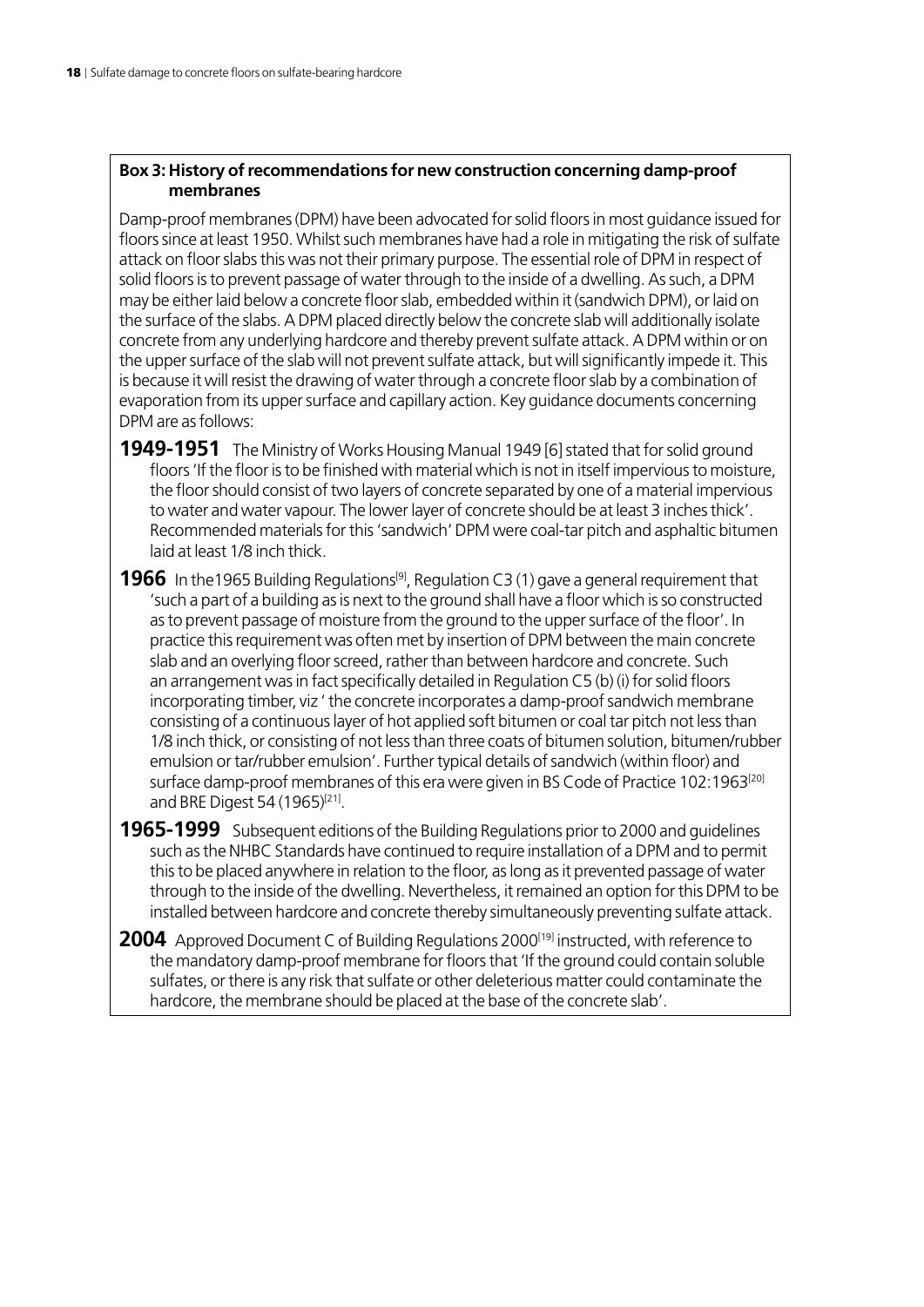**Box 3: History of recommendations for new construction concerning damp-proof membranes**

Damp-proof membranes (DPM) have been advocated for solid floors in most guidance issued for floors since at least 1950. Whilst such membranes have had a role in mitigating the risk of sulfate attack on floor slabs this was not their primary purpose. The essential role of DPM in respect of solid floors is to prevent passage of water through to the inside of a dwelling. As such, a DPM may be either laid below a concrete floor slab, embedded within it (sandwich DPM), or laid on the surface of the slabs. A DPM placed directly below the concrete slab will additionally isolate concrete from any underlying hardcore and thereby prevent sulfate attack. A DPM within or on the upper surface of the slab will not prevent sulfate attack, but will significantly impede it. This is because it will resist the drawing of water through a concrete floor slab by a combination of evaporation from its upper surface and capillary action. Key guidance documents concerning DPM are as follows:

**1949-1951** The Ministry of Works Housing Manual 1949 [6] stated that for solid ground floors 'If the floor is to be finished with material which is not in itself impervious to moisture, the floor should consist of two layers of concrete separated by one of a material impervious to water and water vapour. The lower layer of concrete should be at least 3 inches thick'. Recommended materials for this 'sandwich' DPM were coal-tar pitch and asphaltic bitumen laid at least 1/8 inch thick.

**1966** In the1965 Building Regulations[9], Regulation C3 (1) gave a general requirement that 'such a part of a building as is next to the ground shall have a floor which is so constructed as to prevent passage of moisture from the ground to the upper surface of the floor'. In practice this requirement was often met by insertion of DPM between the main concrete slab and an overlying floor screed, rather than between hardcore and concrete. Such an arrangement was in fact specifically detailed in Regulation C5 (b) (i) for solid floors incorporating timber, viz ' the concrete incorporates a damp-proof sandwich membrane consisting of a continuous layer of hot applied soft bitumen or coal tar pitch not less than 1/8 inch thick, or consisting of not less than three coats of bitumen solution, bitumen/rubber emulsion or tar/rubber emulsion'. Further typical details of sandwich (within floor) and surface damp-proof membranes of this era were given in BS Code of Practice 102:1963[20] and BRE Digest 54 (1965)[21].

**1965-1999** Subsequent editions of the Building Regulations prior to 2000 and guidelines such as the NHBC Standards have continued to require installation of a DPM and to permit this to be placed anywhere in relation to the floor, as long as it prevented passage of water through to the inside of the dwelling. Nevertheless, it remained an option for this DPM to be installed between hardcore and concrete thereby simultaneously preventing sulfate attack.

**2004** Approved Document C of Building Regulations 2000[19] instructed, with reference to the mandatory damp-proof membrane for floors that 'If the ground could contain soluble sulfates, or there is any risk that sulfate or other deleterious matter could contaminate the hardcore, the membrane should be placed at the base of the concrete slab'.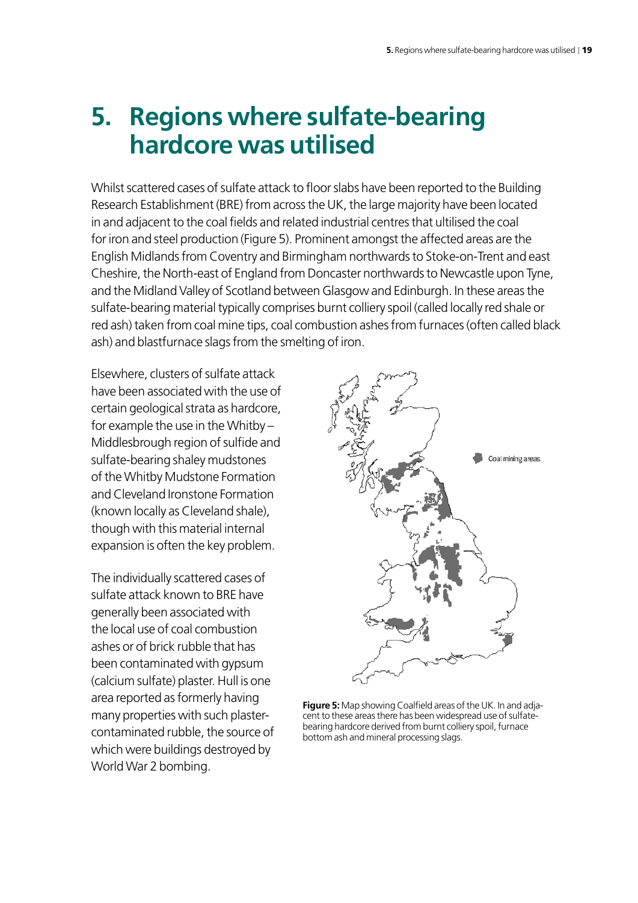# 5. Regions where sulfate-bearing hardcore was utilised

Whilst scattered cases of sulfate attack to floor slabs have been reported to the Building Research Establishment (BRE) from across the UK, the large majority have been located in and adjacent to the coal fields and related industrial centres that ultilised the coal for iron and steel production (Figure 5). Prominent amongst the affected areas are the English Midlands from Coventry and Birmingham northwards to Stoke-on-Trent and east Cheshire, the North-east of England from Doncaster northwards to Newcastle upon Tyne, and the Midland Valley of Scotland between Glasgow and Edinburgh. In these areas the sulfate-bearing material typically comprises burnt colliery spoil (called locally red shale or red ash) taken from coal mine tips, coal combustion ashes from furnaces (often called black ash) and blastfurnace slags from the smelting of iron.

Elsewhere, clusters of sulfate attack have been associated with the use of certain geological strata as hardcore, for example the use in the Whitby – Middlesbrough region of sulfide and sulfate-bearing shaley mudstones of the Whitby Mudstone Formation and Cleveland Ironstone Formation (known locally as Cleveland shale), though with this material internal expansion is often the key problem.

The individually scattered cases of sulfate attack known to BRE have generally been associated with the local use of coal combustion ashes or of brick rubble that has been contaminated with gypsum (calcium sulfate) plaster. Hull is one area reported as formerly having many properties with such plaster-contaminated rubble, the source of which were buildings destroyed by World War 2 bombing.

Coal mining areas

**Figure 5:** Map showing Coalfield areas of the UK. In and adjacent to these areas there has been widespread use of sulfate-bearing hardcore derived from burnt colliery spoil, furnace bottom ash and mineral processing slags.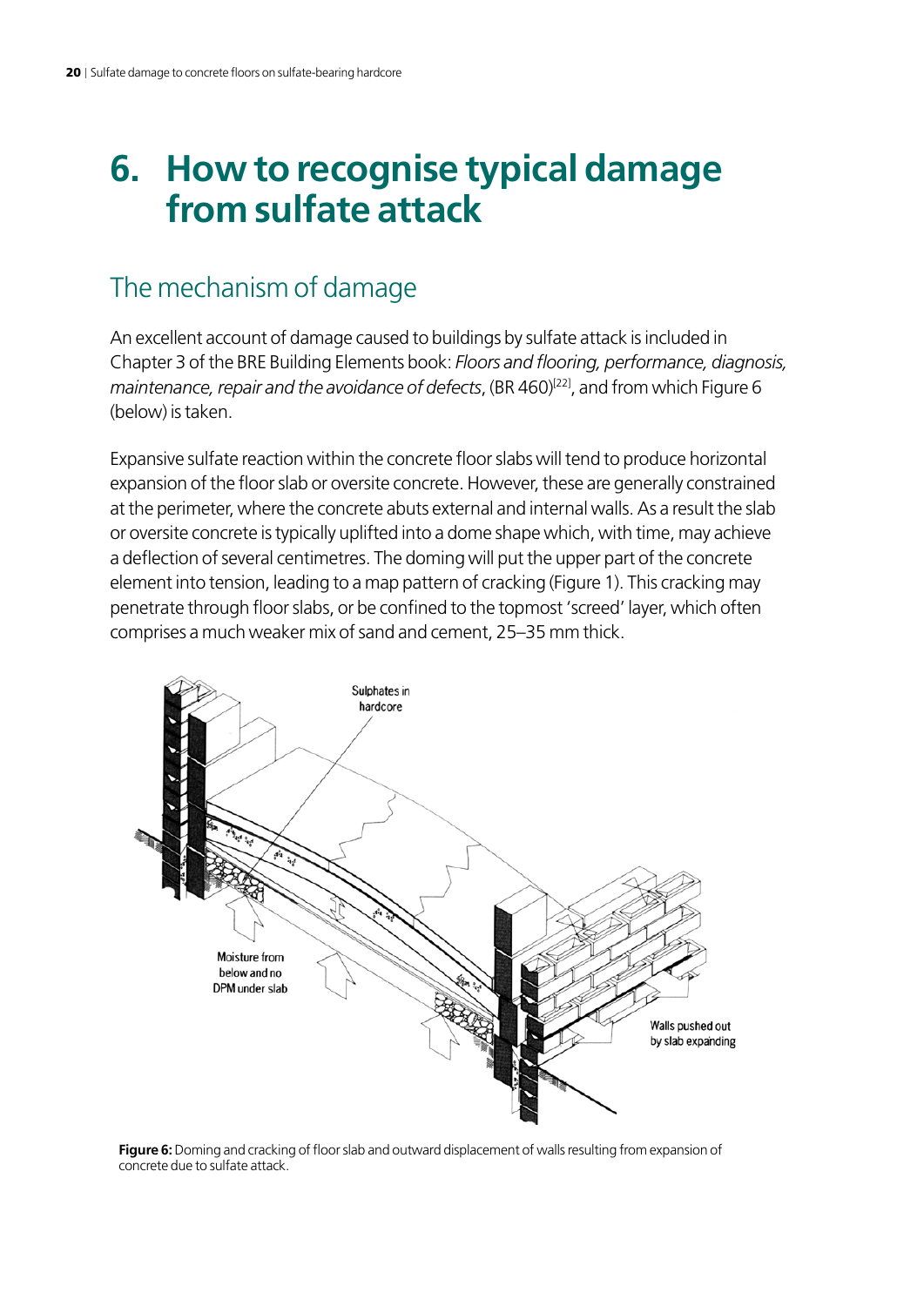# 6. How to recognise typical damage from sulfate attack

## The mechanism of damage

An excellent account of damage caused to buildings by sulfate attack is included in Chapter 3 of the BRE Building Elements book: *Floors and flooring, performance, diagnosis, maintenance, repair and the avoidance of defects*, (BR 460)[22], and from which Figure 6 (below) is taken.

Expansive sulfate reaction within the concrete floor slabs will tend to produce horizontal expansion of the floor slab or oversite concrete. However, these are generally constrained at the perimeter, where the concrete abuts external and internal walls. As a result the slab or oversite concrete is typically uplifted into a dome shape which, with time, may achieve a deflection of several centimetres. The doming will put the upper part of the concrete element into tension, leading to a map pattern of cracking (Figure 1). This cracking may penetrate through floor slabs, or be confined to the topmost 'screed' layer, which often comprises a much weaker mix of sand and cement, 25–35 mm thick.

Sulphates in hardcore

Moisture from below and no DPM under slab

Walls pushed out by slab expanding

**Figure 6:** Doming and cracking of floor slab and outward displacement of walls resulting from expansion of concrete due to sulfate attack.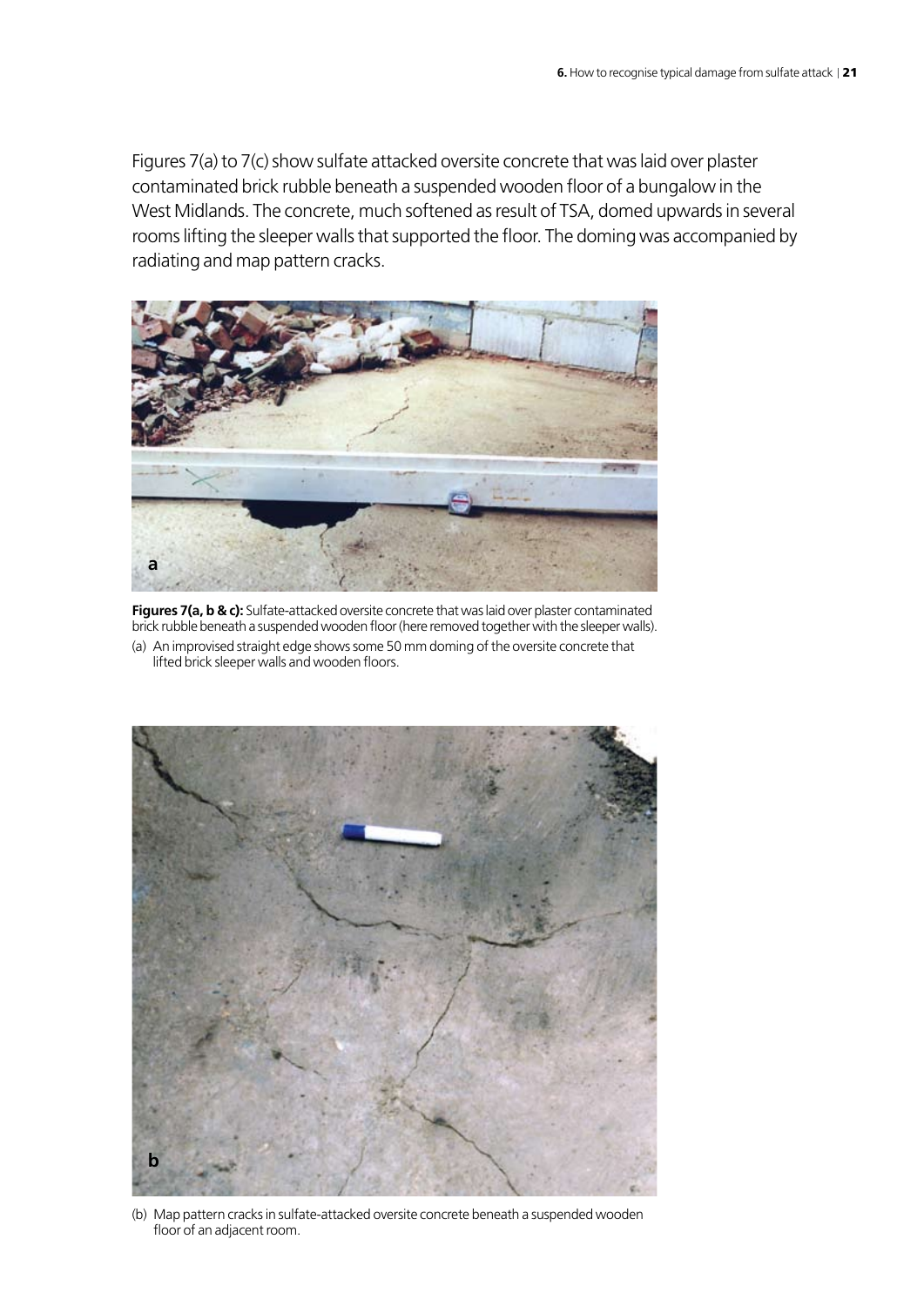Figures 7(a) to 7(c) show sulfate attacked oversite concrete that was laid over plaster contaminated brick rubble beneath a suspended wooden floor of a bungalow in the West Midlands. The concrete, much softened as result of TSA, domed upwards in several rooms lifting the sleeper walls that supported the floor. The doming was accompanied by radiating and map pattern cracks.

**Figures 7(a, b & c):** Sulfate-attacked oversite concrete that was laid over plaster contaminated brick rubble beneath a suspended wooden floor (here removed together with the sleeper walls).

(a) An improvised straight edge shows some 50 mm doming of the oversite concrete that lifted brick sleeper walls and wooden floors.

(b) Map pattern cracks in sulfate-attacked oversite concrete beneath a suspended wooden floor of an adjacent room.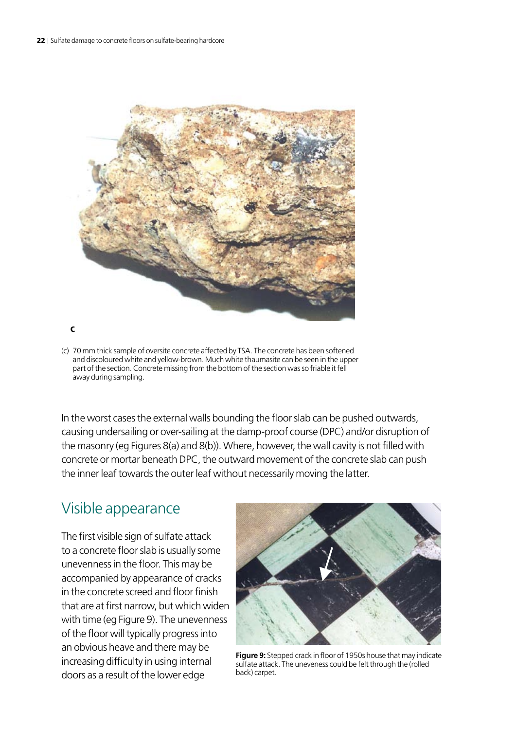c

(c) 70 mm thick sample of oversite concrete affected by TSA. The concrete has been softened and discoloured white and yellow-brown. Much white thaumasite can be seen in the upper part of the section. Concrete missing from the bottom of the section was so friable it fell away during sampling.

In the worst cases the external walls bounding the floor slab can be pushed outwards, causing undersailing or over-sailing at the damp-proof course (DPC) and/or disruption of the masonry (eg Figures 8(a) and 8(b)). Where, however, the wall cavity is not filled with concrete or mortar beneath DPC, the outward movement of the concrete slab can push the inner leaf towards the outer leaf without necessarily moving the latter.

## Visible appearance

The first visible sign of sulfate attack to a concrete floor slab is usually some unevenness in the floor. This may be accompanied by appearance of cracks in the concrete screed and floor finish that are at first narrow, but which widen with time (eg Figure 9). The unevenness of the floor will typically progress into an obvious heave and there may be increasing difficulty in using internal doors as a result of the lower edge

**Figure 9:** Stepped crack in floor of 1950s house that may indicate sulfate attack. The uneveness could be felt through the (rolled back) carpet.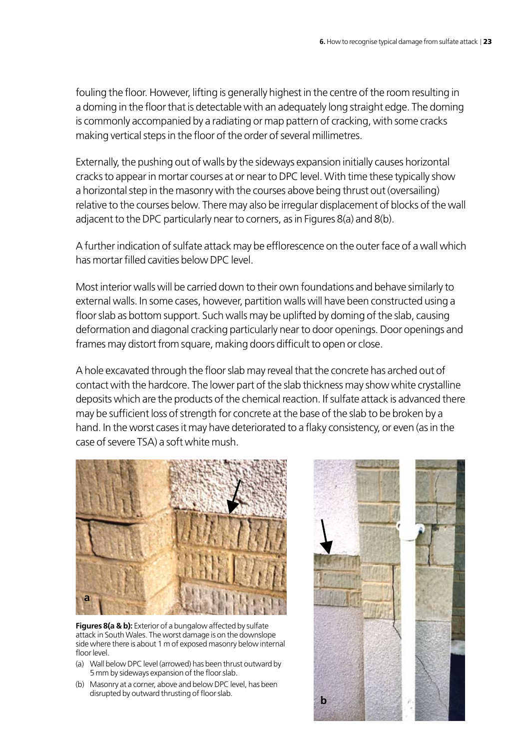fouling the floor. However, lifting is generally highest in the centre of the room resulting in a doming in the floor that is detectable with an adequately long straight edge. The doming is commonly accompanied by a radiating or map pattern of cracking, with some cracks making vertical steps in the floor of the order of several millimetres.

Externally, the pushing out of walls by the sideways expansion initially causes horizontal cracks to appear in mortar courses at or near to DPC level. With time these typically show a horizontal step in the masonry with the courses above being thrust out (oversailing) relative to the courses below. There may also be irregular displacement of blocks of the wall adjacent to the DPC particularly near to corners, as in Figures 8(a) and 8(b).

A further indication of sulfate attack may be efflorescence on the outer face of a wall which has mortar filled cavities below DPC level.

Most interior walls will be carried down to their own foundations and behave similarly to external walls. In some cases, however, partition walls will have been constructed using a floor slab as bottom support. Such walls may be uplifted by doming of the slab, causing deformation and diagonal cracking particularly near to door openings. Door openings and frames may distort from square, making doors difficult to open or close.

A hole excavated through the floor slab may reveal that the concrete has arched out of contact with the hardcore. The lower part of the slab thickness may show white crystalline deposits which are the products of the chemical reaction. If sulfate attack is advanced there may be sufficient loss of strength for concrete at the base of the slab to be broken by a hand. In the worst cases it may have deteriorated to a flaky consistency, or even (as in the case of severe TSA) a soft white mush.

**Figures 8(a & b):** Exterior of a bungalow affected by sulfate attack in South Wales. The worst damage is on the downslope side where there is about 1 m of exposed masonry below internal floor level.

(a) Wall below DPC level (arrowed) has been thrust outward by 5 mm by sideways expansion of the floor slab.

(b) Masonry at a corner, above and below DPC level, has been disrupted by outward thrusting of floor slab.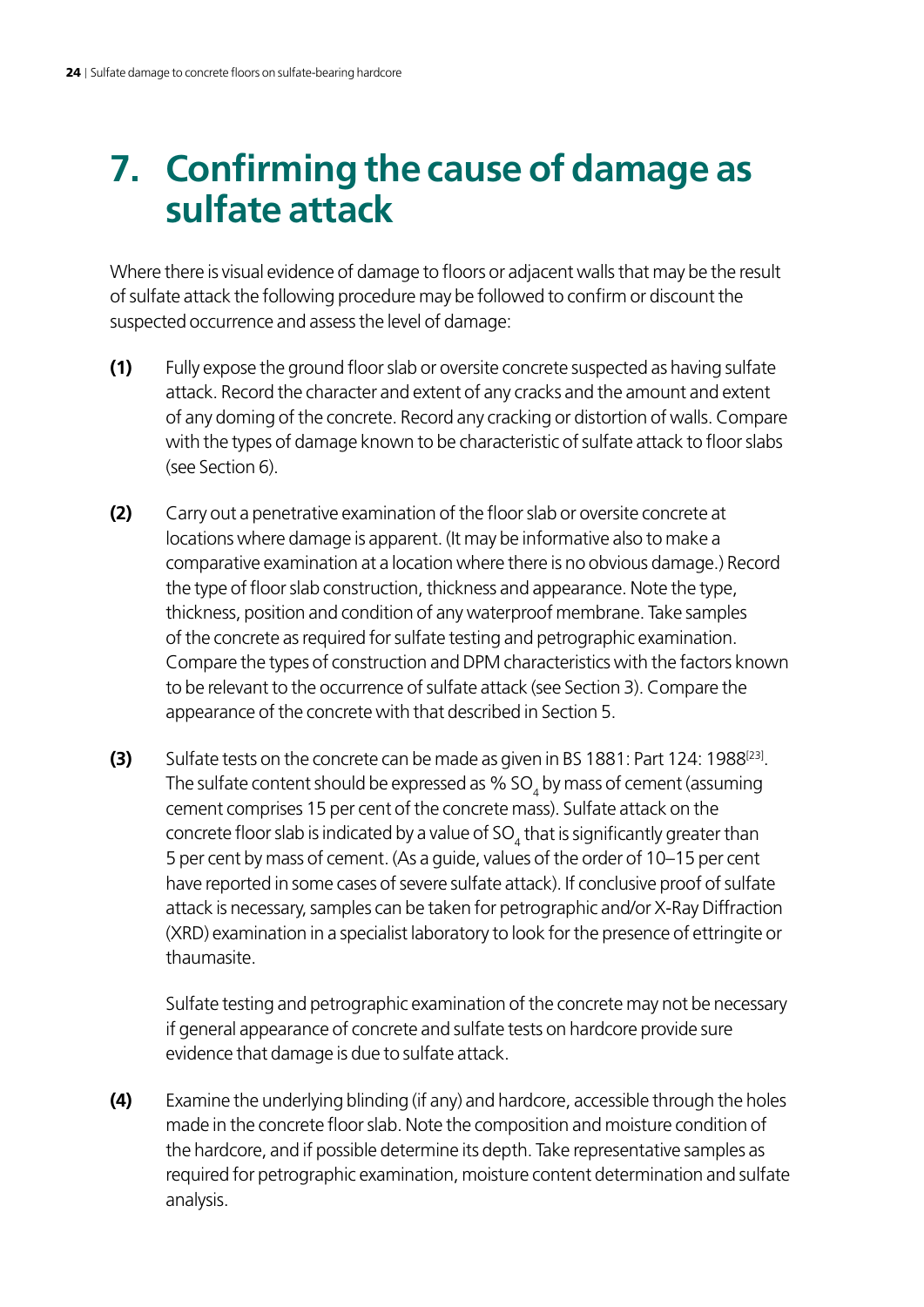# 7. Confirming the cause of damage as sulfate attack

Where there is visual evidence of damage to floors or adjacent walls that may be the result of sulfate attack the following procedure may be followed to confirm or discount the suspected occurrence and assess the level of damage:

**(1)** Fully expose the ground floor slab or oversite concrete suspected as having sulfate attack. Record the character and extent of any cracks and the amount and extent of any doming of the concrete. Record any cracking or distortion of walls. Compare with the types of damage known to be characteristic of sulfate attack to floor slabs (see Section 6).

**(2)** Carry out a penetrative examination of the floor slab or oversite concrete at locations where damage is apparent. (It may be informative also to make a comparative examination at a location where there is no obvious damage.) Record the type of floor slab construction, thickness and appearance. Note the type, thickness, position and condition of any waterproof membrane. Take samples of the concrete as required for sulfate testing and petrographic examination. Compare the types of construction and DPM characteristics with the factors known to be relevant to the occurrence of sulfate attack (see Section 3). Compare the appearance of the concrete with that described in Section 5.

**(3)** Sulfate tests on the concrete can be made as given in BS 1881: Part 124: 1988[23]. The sulfate content should be expressed as % $SO_4$ by mass of cement (assuming cement comprises 15 per cent of the concrete mass). Sulfate attack on the concrete floor slab is indicated by a value of $SO_4$ that is significantly greater than 5 per cent by mass of cement. (As a guide, values of the order of 10–15 per cent have reported in some cases of severe sulfate attack). If conclusive proof of sulfate attack is necessary, samples can be taken for petrographic and/or X-Ray Diffraction (XRD) examination in a specialist laboratory to look for the presence of ettringite or thaumasite.

Sulfate testing and petrographic examination of the concrete may not be necessary if general appearance of concrete and sulfate tests on hardcore provide sure evidence that damage is due to sulfate attack.

**(4)** Examine the underlying blinding (if any) and hardcore, accessible through the holes made in the concrete floor slab. Note the composition and moisture condition of the hardcore, and if possible determine its depth. Take representative samples as required for petrographic examination, moisture content determination and sulfate analysis.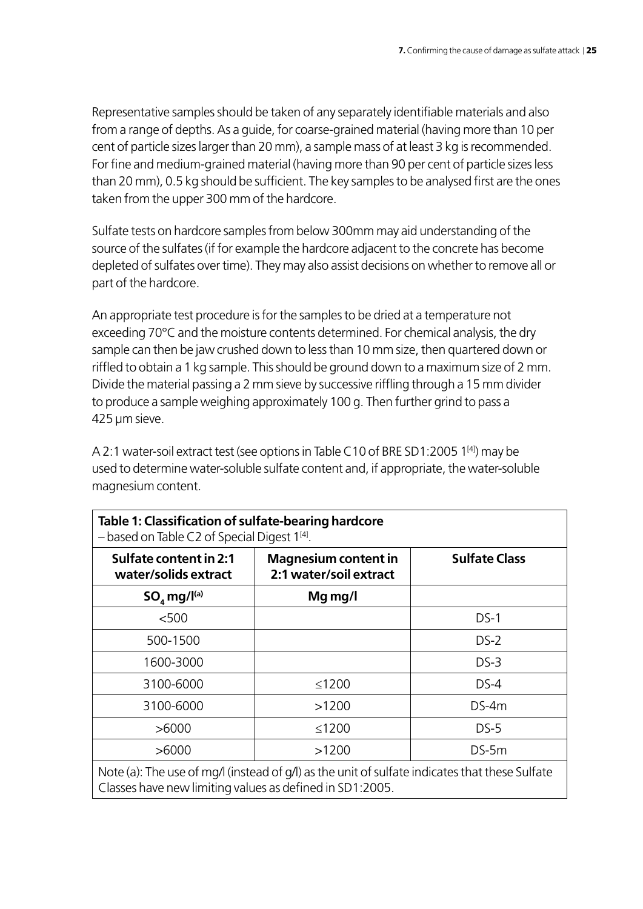Representative samples should be taken of any separately identifiable materials and also from a range of depths. As a guide, for coarse-grained material (having more than 10 per cent of particle sizes larger than 20 mm), a sample mass of at least 3 kg is recommended. For fine and medium-grained material (having more than 90 per cent of particle sizes less than 20 mm), 0.5 kg should be sufficient. The key samples to be analysed first are the ones taken from the upper 300 mm of the hardcore.

Sulfate tests on hardcore samples from below 300mm may aid understanding of the source of the sulfates (if for example the hardcore adjacent to the concrete has become depleted of sulfates over time). They may also assist decisions on whether to remove all or part of the hardcore.

An appropriate test procedure is for the samples to be dried at a temperature not exceeding 70°C and the moisture contents determined. For chemical analysis, the dry sample can then be jaw crushed down to less than 10 mm size, then quartered down or riffled to obtain a 1 kg sample. This should be ground down to a maximum size of 2 mm. Divide the material passing a 2 mm sieve by successive riffling through a 15 mm divider to produce a sample weighing approximately 100 g. Then further grind to pass a 425 μm sieve.

A 2:1 water-soil extract test (see options in Table C10 of BRE SD1:2005 1[4]) may be used to determine water-soluble sulfate content and, if appropriate, the water-soluble magnesium content.

**Table 1: Classification of sulfate-bearing hardcore**
– based on Table C2 of Special Digest 1[4].

| Sulfate content in 2:1 water/solids extract | Magnesium content in 2:1 water/soil extract | Sulfate Class |
|---|---|---|
| $SO_4$ mg/l(a) | Mg mg/l | |
| <500 | | DS-1 |
| 500-1500 | | DS-2 |
| 1600-3000 | | DS-3 |
| 3100-6000 | ≤1200 | DS-4 |
| 3100-6000 | >1200 | DS-4m |
| >6000 | ≤1200 | DS-5 |
| >6000 | >1200 | DS-5m |

Note (a): The use of mg/l (instead of g/l) as the unit of sulfate indicates that these Sulfate Classes have new limiting values as defined in SD1:2005.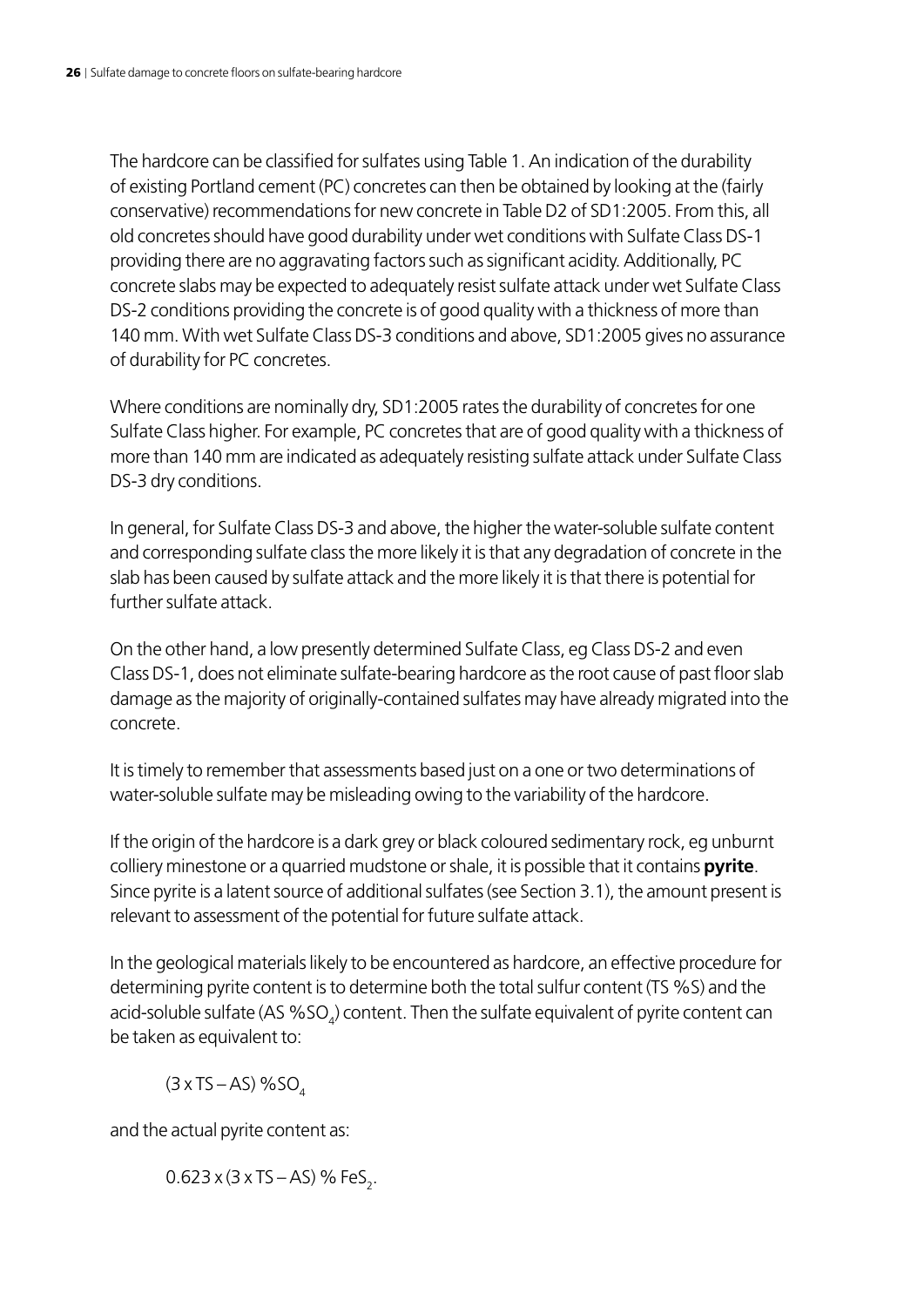The hardcore can be classified for sulfates using Table 1. An indication of the durability of existing Portland cement (PC) concretes can then be obtained by looking at the (fairly conservative) recommendations for new concrete in Table D2 of SD1:2005. From this, all old concretes should have good durability under wet conditions with Sulfate Class DS-1 providing there are no aggravating factors such as significant acidity. Additionally, PC concrete slabs may be expected to adequately resist sulfate attack under wet Sulfate Class DS-2 conditions providing the concrete is of good quality with a thickness of more than 140 mm. With wet Sulfate Class DS-3 conditions and above, SD1:2005 gives no assurance of durability for PC concretes.

Where conditions are nominally dry, SD1:2005 rates the durability of concretes for one Sulfate Class higher. For example, PC concretes that are of good quality with a thickness of more than 140 mm are indicated as adequately resisting sulfate attack under Sulfate Class DS-3 dry conditions.

In general, for Sulfate Class DS-3 and above, the higher the water-soluble sulfate content and corresponding sulfate class the more likely it is that any degradation of concrete in the slab has been caused by sulfate attack and the more likely it is that there is potential for further sulfate attack.

On the other hand, a low presently determined Sulfate Class, eg Class DS-2 and even Class DS-1, does not eliminate sulfate-bearing hardcore as the root cause of past floor slab damage as the majority of originally-contained sulfates may have already migrated into the concrete.

It is timely to remember that assessments based just on a one or two determinations of water-soluble sulfate may be misleading owing to the variability of the hardcore.

If the origin of the hardcore is a dark grey or black coloured sedimentary rock, eg unburnt colliery minestone or a quarried mudstone or shale, it is possible that it contains **pyrite**. Since pyrite is a latent source of additional sulfates (see Section 3.1), the amount present is relevant to assessment of the potential for future sulfate attack.

In the geological materials likely to be encountered as hardcore, an effective procedure for determining pyrite content is to determine both the total sulfur content (TS %S) and the acid-soluble sulfate (AS $\%SO_4$) content. Then the sulfate equivalent of pyrite content can be taken as equivalent to:

$$(3 \times TS - AS)\ \%SO_4$$

and the actual pyrite content as:

$$0.623 \times (3 \times TS - AS)\ \%\ FeS_2.$$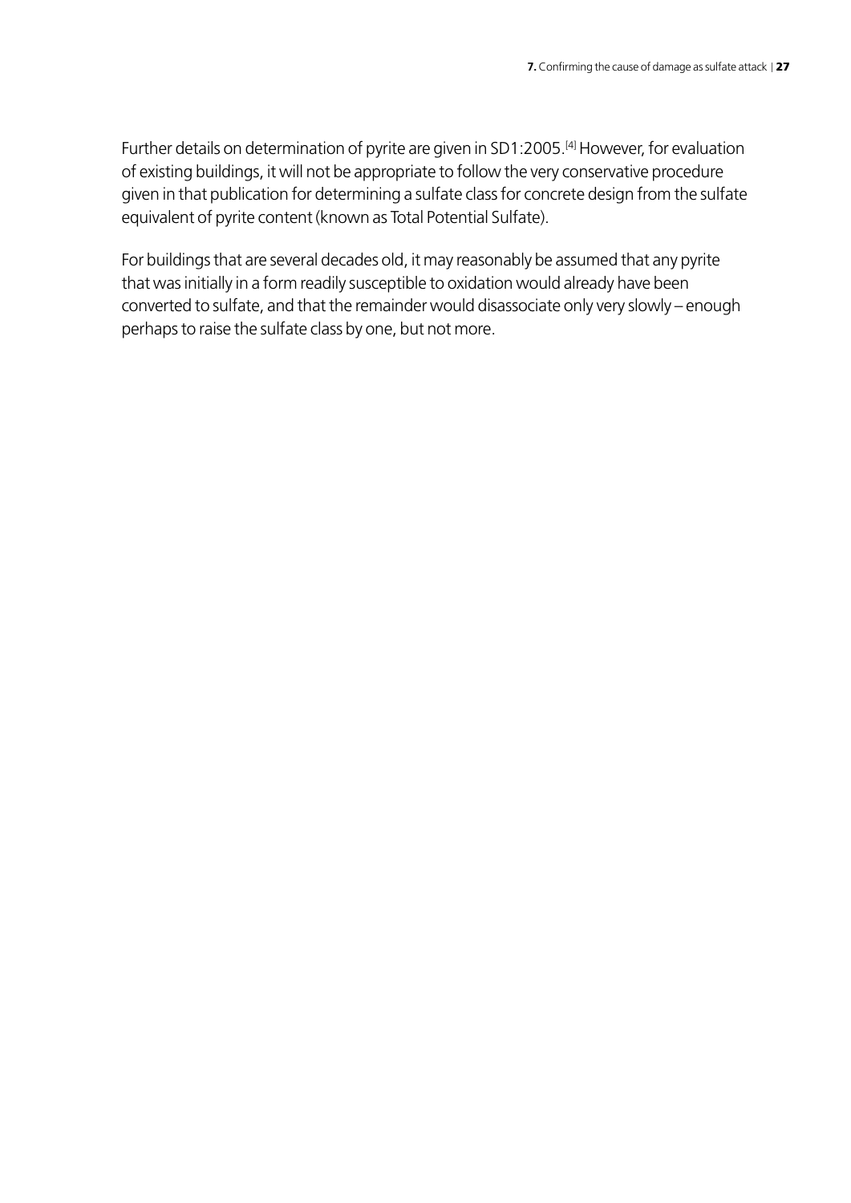Further details on determination of pyrite are given in SD1:2005.[4] However, for evaluation of existing buildings, it will not be appropriate to follow the very conservative procedure given in that publication for determining a sulfate class for concrete design from the sulfate equivalent of pyrite content (known as Total Potential Sulfate).

For buildings that are several decades old, it may reasonably be assumed that any pyrite that was initially in a form readily susceptible to oxidation would already have been converted to sulfate, and that the remainder would disassociate only very slowly – enough perhaps to raise the sulfate class by one, but not more.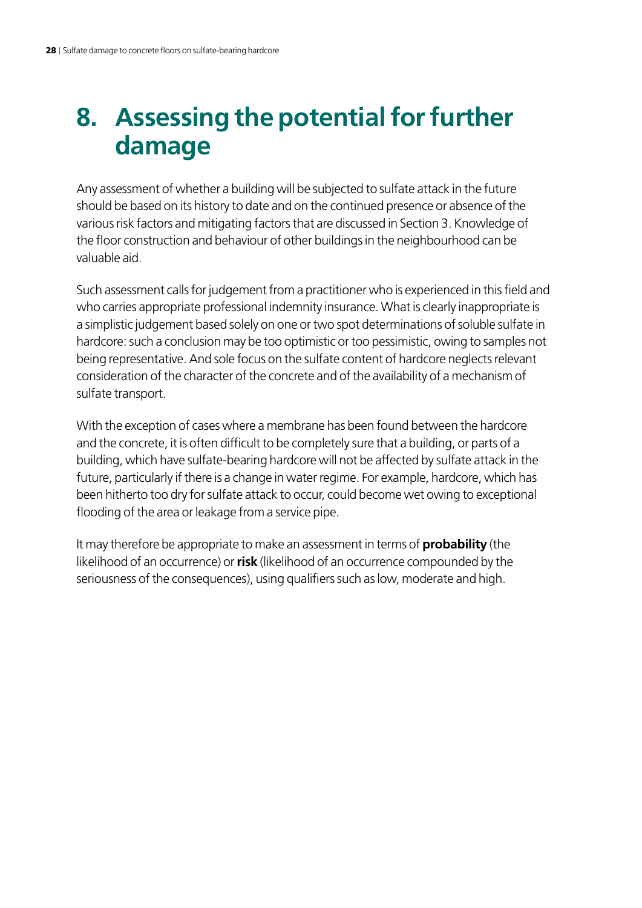# 8. Assessing the potential for further damage

Any assessment of whether a building will be subjected to sulfate attack in the future should be based on its history to date and on the continued presence or absence of the various risk factors and mitigating factors that are discussed in Section 3. Knowledge of the floor construction and behaviour of other buildings in the neighbourhood can be valuable aid.

Such assessment calls for judgement from a practitioner who is experienced in this field and who carries appropriate professional indemnity insurance. What is clearly inappropriate is a simplistic judgement based solely on one or two spot determinations of soluble sulfate in hardcore: such a conclusion may be too optimistic or too pessimistic, owing to samples not being representative. And sole focus on the sulfate content of hardcore neglects relevant consideration of the character of the concrete and of the availability of a mechanism of sulfate transport.

With the exception of cases where a membrane has been found between the hardcore and the concrete, it is often difficult to be completely sure that a building, or parts of a building, which have sulfate-bearing hardcore will not be affected by sulfate attack in the future, particularly if there is a change in water regime. For example, hardcore, which has been hitherto too dry for sulfate attack to occur, could become wet owing to exceptional flooding of the area or leakage from a service pipe.

It may therefore be appropriate to make an assessment in terms of **probability** (the likelihood of an occurrence) or **risk** (likelihood of an occurrence compounded by the seriousness of the consequences), using qualifiers such as low, moderate and high.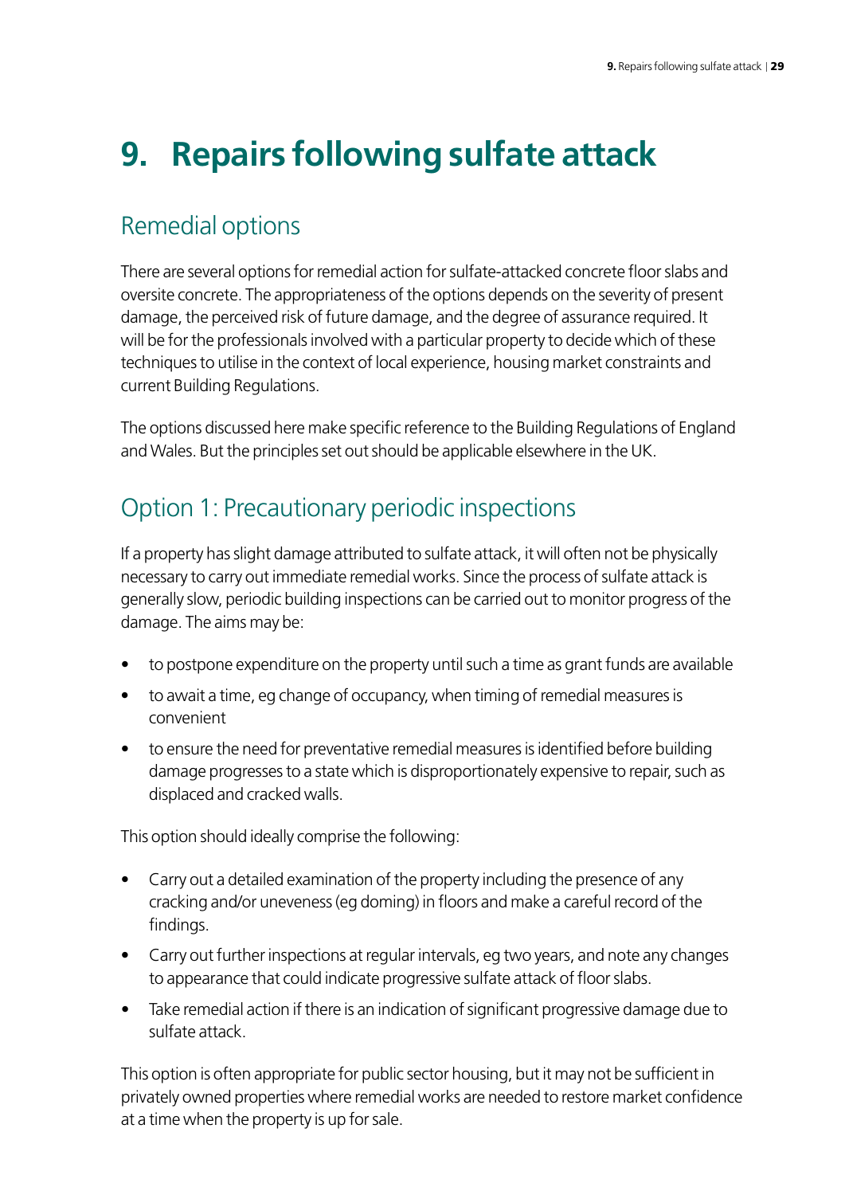# 9. Repairs following sulfate attack

## Remedial options

There are several options for remedial action for sulfate-attacked concrete floor slabs and oversite concrete. The appropriateness of the options depends on the severity of present damage, the perceived risk of future damage, and the degree of assurance required. It will be for the professionals involved with a particular property to decide which of these techniques to utilise in the context of local experience, housing market constraints and current Building Regulations.

The options discussed here make specific reference to the Building Regulations of England and Wales. But the principles set out should be applicable elsewhere in the UK.

## Option 1: Precautionary periodic inspections

If a property has slight damage attributed to sulfate attack, it will often not be physically necessary to carry out immediate remedial works. Since the process of sulfate attack is generally slow, periodic building inspections can be carried out to monitor progress of the damage. The aims may be:

- to postpone expenditure on the property until such a time as grant funds are available
- to await a time, eg change of occupancy, when timing of remedial measures is convenient
- to ensure the need for preventative remedial measures is identified before building damage progresses to a state which is disproportionately expensive to repair, such as displaced and cracked walls.

This option should ideally comprise the following:

- Carry out a detailed examination of the property including the presence of any cracking and/or uneveness (eg doming) in floors and make a careful record of the findings.
- Carry out further inspections at regular intervals, eg two years, and note any changes to appearance that could indicate progressive sulfate attack of floor slabs.
- Take remedial action if there is an indication of significant progressive damage due to sulfate attack.

This option is often appropriate for public sector housing, but it may not be sufficient in privately owned properties where remedial works are needed to restore market confidence at a time when the property is up for sale.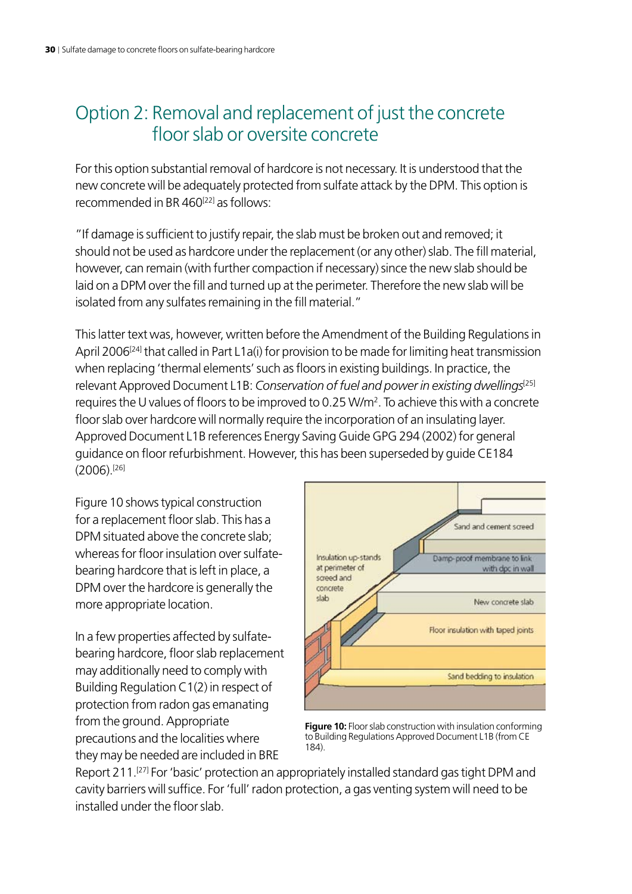## Option 2: Removal and replacement of just the concrete floor slab or oversite concrete

For this option substantial removal of hardcore is not necessary. It is understood that the new concrete will be adequately protected from sulfate attack by the DPM. This option is recommended in BR 460[22] as follows:

"If damage is sufficient to justify repair, the slab must be broken out and removed; it should not be used as hardcore under the replacement (or any other) slab. The fill material, however, can remain (with further compaction if necessary) since the new slab should be laid on a DPM over the fill and turned up at the perimeter. Therefore the new slab will be isolated from any sulfates remaining in the fill material."

This latter text was, however, written before the Amendment of the Building Regulations in April 2006[24] that called in Part L1a(i) for provision to be made for limiting heat transmission when replacing 'thermal elements' such as floors in existing buildings. In practice, the relevant Approved Document L1B: *Conservation of fuel and power in existing dwellings*[25] requires the U values of floors to be improved to 0.25 W/m$^2$. To achieve this with a concrete floor slab over hardcore will normally require the incorporation of an insulating layer. Approved Document L1B references Energy Saving Guide GPG 294 (2002) for general guidance on floor refurbishment. However, this has been superseded by guide CE184 (2006).[26]

Figure 10 shows typical construction for a replacement floor slab. This has a DPM situated above the concrete slab; whereas for floor insulation over sulfate-bearing hardcore that is left in place, a DPM over the hardcore is generally the more appropriate location.

**Figure 10:** Floor slab construction with insulation conforming to Building Regulations Approved Document L1B (from CE 184).

In a few properties affected by sulfate-bearing hardcore, floor slab replacement may additionally need to comply with Building Regulation C1(2) in respect of protection from radon gas emanating from the ground. Appropriate precautions and the localities where they may be needed are included in BRE Report 211.[27] For 'basic' protection an appropriately installed standard gas tight DPM and cavity barriers will suffice. For 'full' radon protection, a gas venting system will need to be installed under the floor slab.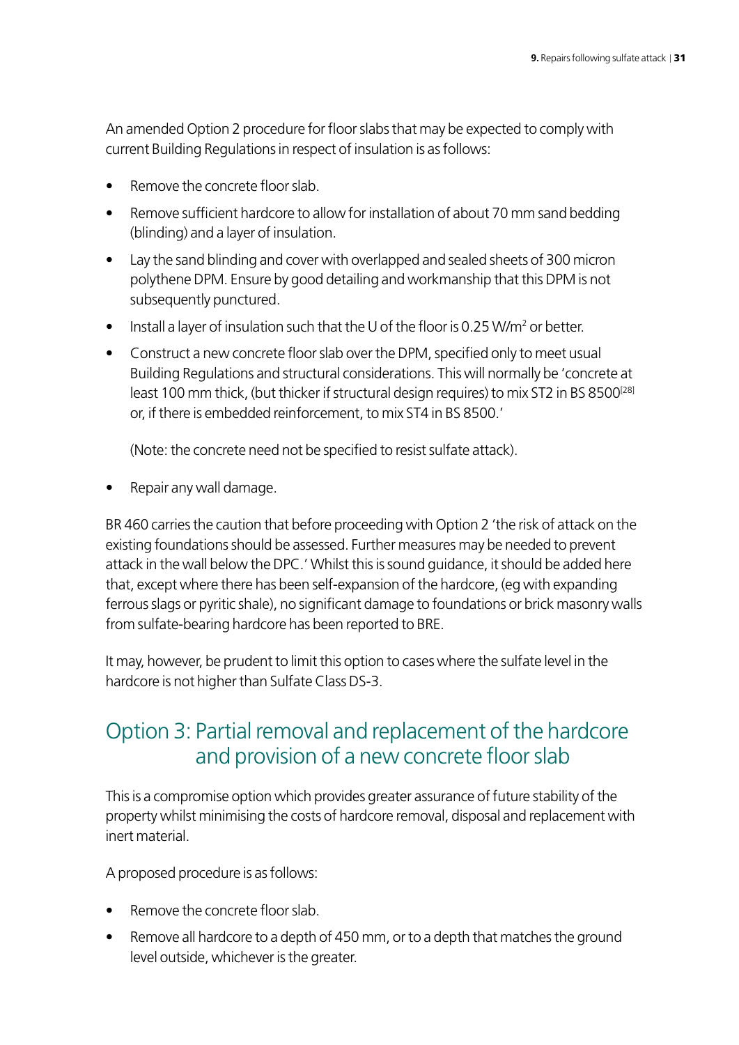An amended Option 2 procedure for floor slabs that may be expected to comply with current Building Regulations in respect of insulation is as follows:

- Remove the concrete floor slab.
- Remove sufficient hardcore to allow for installation of about 70 mm sand bedding (blinding) and a layer of insulation.
- Lay the sand blinding and cover with overlapped and sealed sheets of 300 micron polythene DPM. Ensure by good detailing and workmanship that this DPM is not subsequently punctured.
- Install a layer of insulation such that the U of the floor is 0.25 W/m$^2$ or better.
- Construct a new concrete floor slab over the DPM, specified only to meet usual Building Regulations and structural considerations. This will normally be 'concrete at least 100 mm thick, (but thicker if structural design requires) to mix ST2 in BS 8500[28] or, if there is embedded reinforcement, to mix ST4 in BS 8500.'

  (Note: the concrete need not be specified to resist sulfate attack).
- Repair any wall damage.

BR 460 carries the caution that before proceeding with Option 2 'the risk of attack on the existing foundations should be assessed. Further measures may be needed to prevent attack in the wall below the DPC.' Whilst this is sound guidance, it should be added here that, except where there has been self-expansion of the hardcore, (eg with expanding ferrous slags or pyritic shale), no significant damage to foundations or brick masonry walls from sulfate-bearing hardcore has been reported to BRE.

It may, however, be prudent to limit this option to cases where the sulfate level in the hardcore is not higher than Sulfate Class DS-3.

## Option 3: Partial removal and replacement of the hardcore and provision of a new concrete floor slab

This is a compromise option which provides greater assurance of future stability of the property whilst minimising the costs of hardcore removal, disposal and replacement with inert material.

A proposed procedure is as follows:

- Remove the concrete floor slab.
- Remove all hardcore to a depth of 450 mm, or to a depth that matches the ground level outside, whichever is the greater.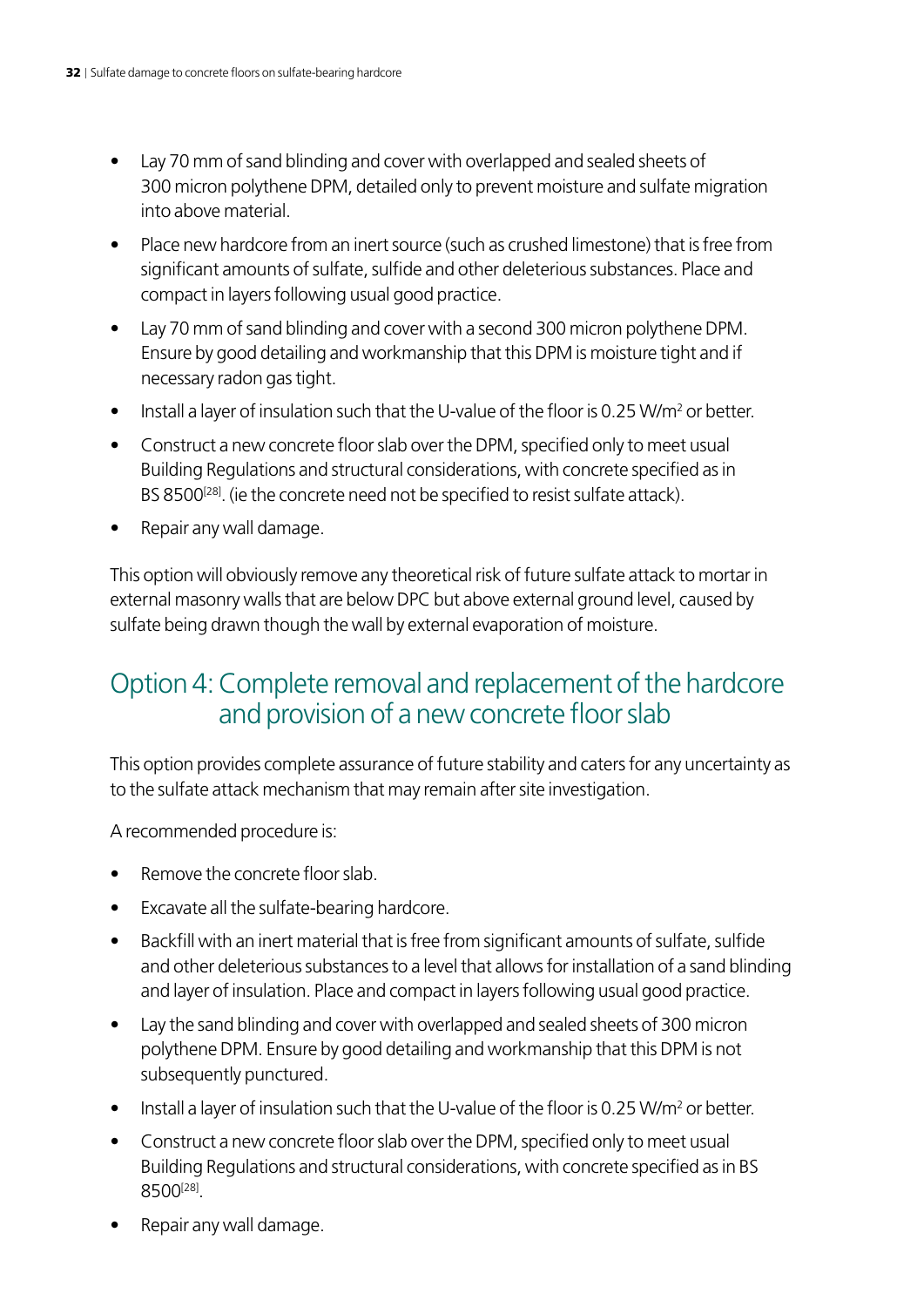- Lay 70 mm of sand blinding and cover with overlapped and sealed sheets of 300 micron polythene DPM, detailed only to prevent moisture and sulfate migration into above material.
- Place new hardcore from an inert source (such as crushed limestone) that is free from significant amounts of sulfate, sulfide and other deleterious substances. Place and compact in layers following usual good practice.
- Lay 70 mm of sand blinding and cover with a second 300 micron polythene DPM. Ensure by good detailing and workmanship that this DPM is moisture tight and if necessary radon gas tight.
- Install a layer of insulation such that the U-value of the floor is 0.25 W/m$^2$ or better.
- Construct a new concrete floor slab over the DPM, specified only to meet usual Building Regulations and structural considerations, with concrete specified as in BS 8500[28]. (ie the concrete need not be specified to resist sulfate attack).
- Repair any wall damage.

This option will obviously remove any theoretical risk of future sulfate attack to mortar in external masonry walls that are below DPC but above external ground level, caused by sulfate being drawn though the wall by external evaporation of moisture.

## Option 4: Complete removal and replacement of the hardcore and provision of a new concrete floor slab

This option provides complete assurance of future stability and caters for any uncertainty as to the sulfate attack mechanism that may remain after site investigation.

A recommended procedure is:

- Remove the concrete floor slab.
- Excavate all the sulfate-bearing hardcore.
- Backfill with an inert material that is free from significant amounts of sulfate, sulfide and other deleterious substances to a level that allows for installation of a sand blinding and layer of insulation. Place and compact in layers following usual good practice.
- Lay the sand blinding and cover with overlapped and sealed sheets of 300 micron polythene DPM. Ensure by good detailing and workmanship that this DPM is not subsequently punctured.
- Install a layer of insulation such that the U-value of the floor is 0.25 W/m$^2$ or better.
- Construct a new concrete floor slab over the DPM, specified only to meet usual Building Regulations and structural considerations, with concrete specified as in BS 8500[28].
- Repair any wall damage.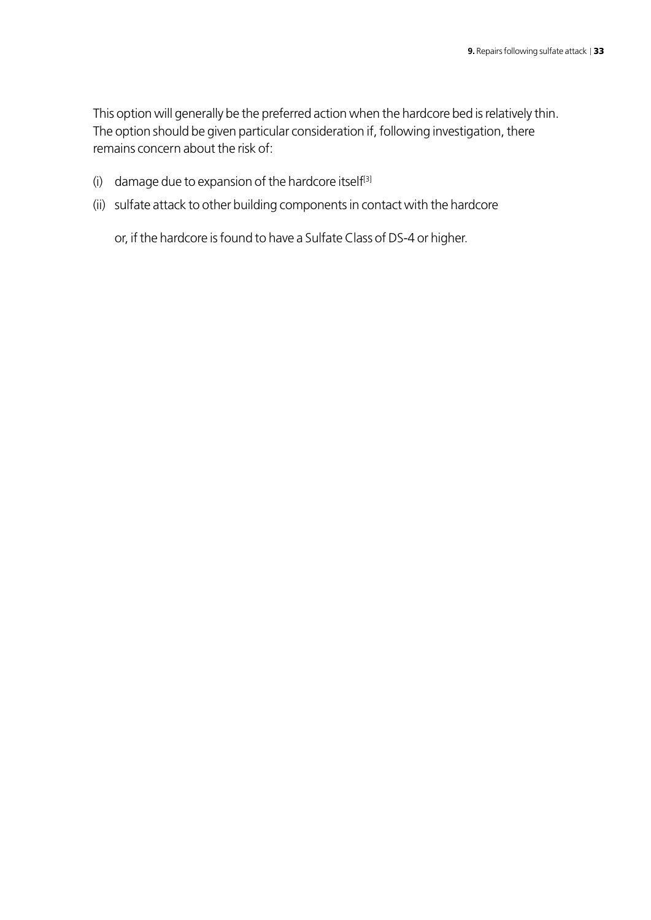This option will generally be the preferred action when the hardcore bed is relatively thin. The option should be given particular consideration if, following investigation, there remains concern about the risk of:

(i) damage due to expansion of the hardcore itself[3]

(ii) sulfate attack to other building components in contact with the hardcore

or, if the hardcore is found to have a Sulfate Class of DS-4 or higher.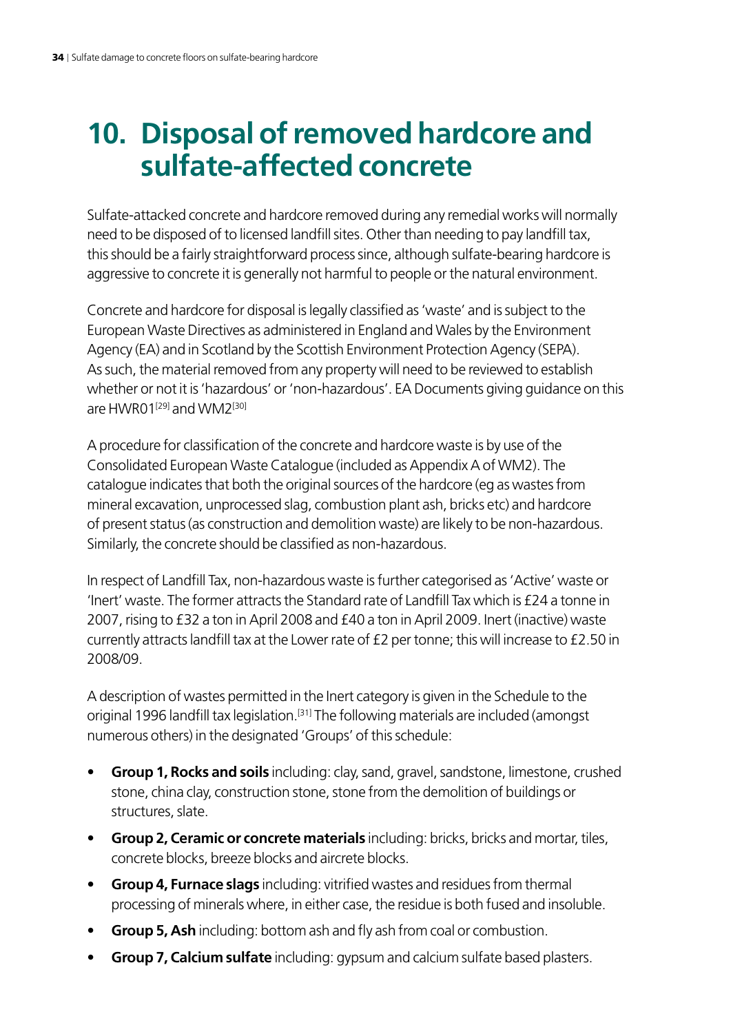# 10. Disposal of removed hardcore and sulfate-affected concrete

Sulfate-attacked concrete and hardcore removed during any remedial works will normally need to be disposed of to licensed landfill sites. Other than needing to pay landfill tax, this should be a fairly straightforward process since, although sulfate-bearing hardcore is aggressive to concrete it is generally not harmful to people or the natural environment.

Concrete and hardcore for disposal is legally classified as 'waste' and is subject to the European Waste Directives as administered in England and Wales by the Environment Agency (EA) and in Scotland by the Scottish Environment Protection Agency (SEPA). As such, the material removed from any property will need to be reviewed to establish whether or not it is 'hazardous' or 'non-hazardous'. EA Documents giving guidance on this are HWR01[29] and WM2[30]

A procedure for classification of the concrete and hardcore waste is by use of the Consolidated European Waste Catalogue (included as Appendix A of WM2). The catalogue indicates that both the original sources of the hardcore (eg as wastes from mineral excavation, unprocessed slag, combustion plant ash, bricks etc) and hardcore of present status (as construction and demolition waste) are likely to be non-hazardous. Similarly, the concrete should be classified as non-hazardous.

In respect of Landfill Tax, non-hazardous waste is further categorised as 'Active' waste or 'Inert' waste. The former attracts the Standard rate of Landfill Tax which is £24 a tonne in 2007, rising to £32 a ton in April 2008 and £40 a ton in April 2009. Inert (inactive) waste currently attracts landfill tax at the Lower rate of £2 per tonne; this will increase to £2.50 in 2008/09.

A description of wastes permitted in the Inert category is given in the Schedule to the original 1996 landfill tax legislation.[31] The following materials are included (amongst numerous others) in the designated 'Groups' of this schedule:

- **Group 1, Rocks and soils** including: clay, sand, gravel, sandstone, limestone, crushed stone, china clay, construction stone, stone from the demolition of buildings or structures, slate.
- **Group 2, Ceramic or concrete materials** including: bricks, bricks and mortar, tiles, concrete blocks, breeze blocks and aircrete blocks.
- **Group 4, Furnace slags** including: vitrified wastes and residues from thermal processing of minerals where, in either case, the residue is both fused and insoluble.
- **Group 5, Ash** including: bottom ash and fly ash from coal or combustion.
- **Group 7, Calcium sulfate** including: gypsum and calcium sulfate based plasters.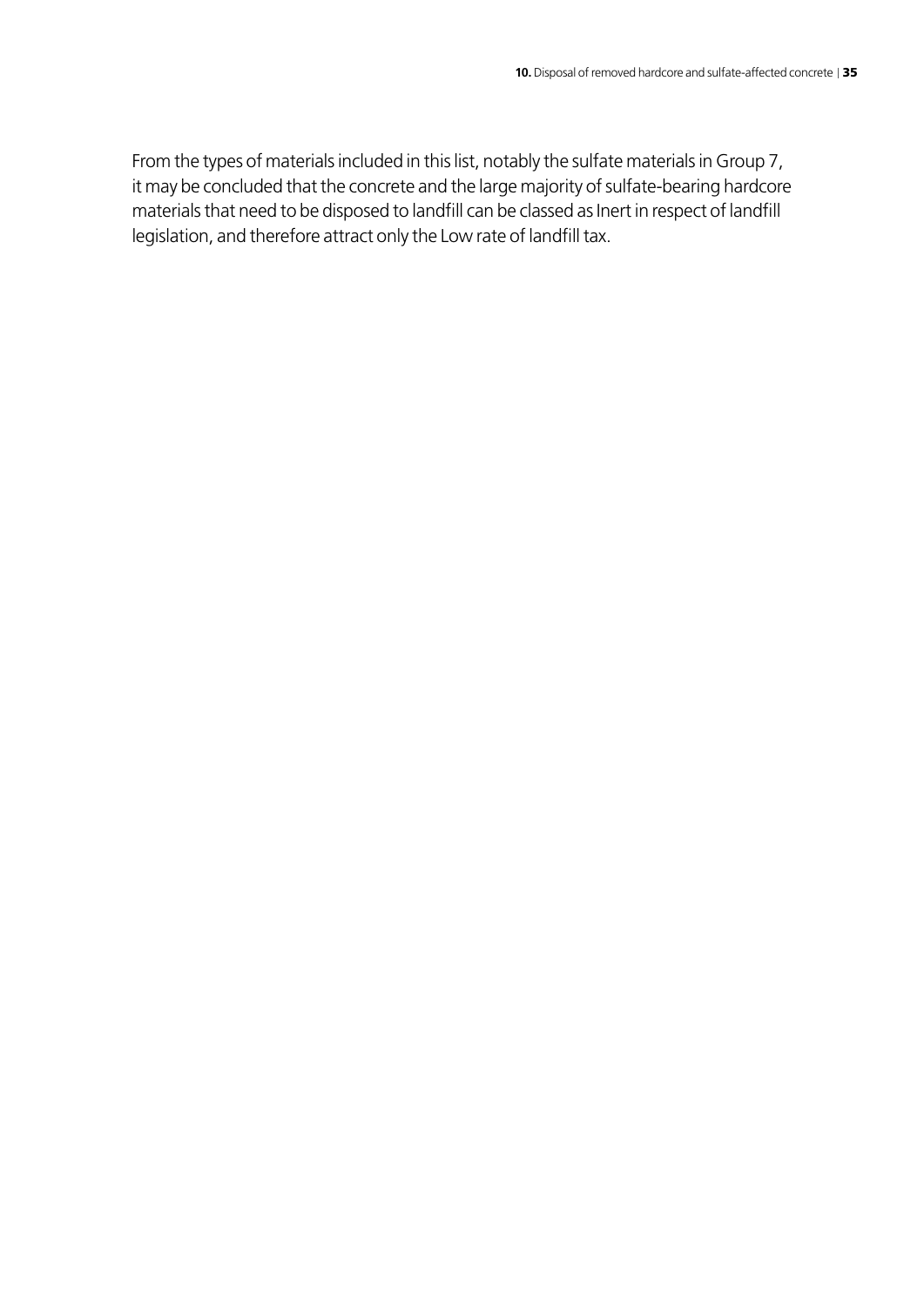From the types of materials included in this list, notably the sulfate materials in Group 7, it may be concluded that the concrete and the large majority of sulfate-bearing hardcore materials that need to be disposed to landfill can be classed as Inert in respect of landfill legislation, and therefore attract only the Low rate of landfill tax.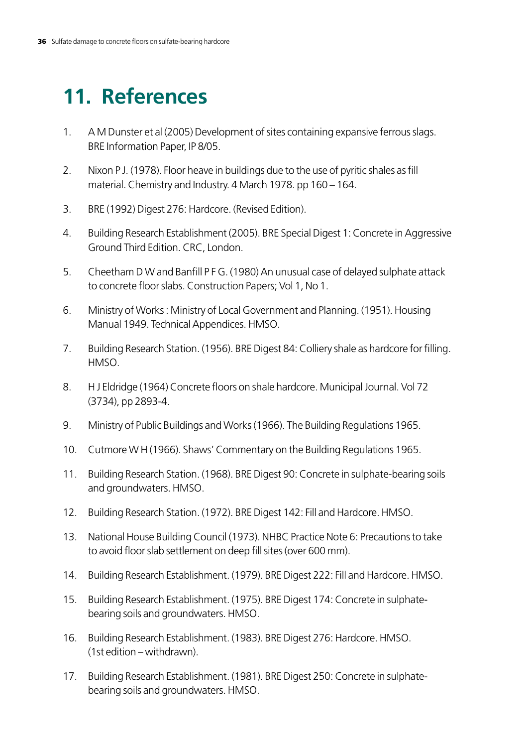# 11. References

1. A M Dunster et al (2005) Development of sites containing expansive ferrous slags. BRE Information Paper, IP 8/05.
2. Nixon P J. (1978). Floor heave in buildings due to the use of pyritic shales as fill material. Chemistry and Industry. 4 March 1978. pp 160 – 164.
3. BRE (1992) Digest 276: Hardcore. (Revised Edition).
4. Building Research Establishment (2005). BRE Special Digest 1: Concrete in Aggressive Ground Third Edition. CRC, London.
5. Cheetham D W and Banfill P F G. (1980) An unusual case of delayed sulphate attack to concrete floor slabs. Construction Papers; Vol 1, No 1.
6. Ministry of Works : Ministry of Local Government and Planning. (1951). Housing Manual 1949. Technical Appendices. HMSO.
7. Building Research Station. (1956). BRE Digest 84: Colliery shale as hardcore for filling. HMSO.
8. H J Eldridge (1964) Concrete floors on shale hardcore. Municipal Journal. Vol 72 (3734), pp 2893-4.
9. Ministry of Public Buildings and Works (1966). The Building Regulations 1965.
10. Cutmore W H (1966). Shaws' Commentary on the Building Regulations 1965.
11. Building Research Station. (1968). BRE Digest 90: Concrete in sulphate-bearing soils and groundwaters. HMSO.
12. Building Research Station. (1972). BRE Digest 142: Fill and Hardcore. HMSO.
13. National House Building Council (1973). NHBC Practice Note 6: Precautions to take to avoid floor slab settlement on deep fill sites (over 600 mm).
14. Building Research Establishment. (1979). BRE Digest 222: Fill and Hardcore. HMSO.
15. Building Research Establishment. (1975). BRE Digest 174: Concrete in sulphate-bearing soils and groundwaters. HMSO.
16. Building Research Establishment. (1983). BRE Digest 276: Hardcore. HMSO. (1st edition – withdrawn).
17. Building Research Establishment. (1981). BRE Digest 250: Concrete in sulphate-bearing soils and groundwaters. HMSO.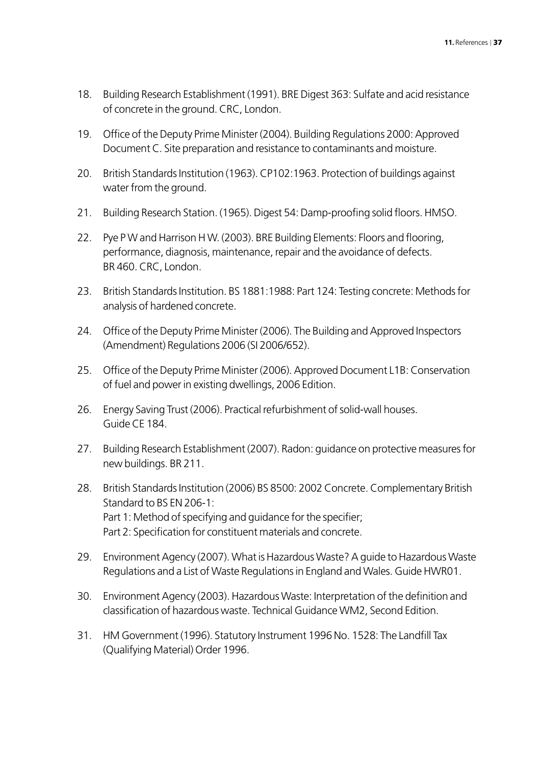18. Building Research Establishment (1991). BRE Digest 363: Sulfate and acid resistance of concrete in the ground. CRC, London.

19. Office of the Deputy Prime Minister (2004). Building Regulations 2000: Approved Document C. Site preparation and resistance to contaminants and moisture.

20. British Standards Institution (1963). CP102:1963. Protection of buildings against water from the ground.

21. Building Research Station. (1965). Digest 54: Damp-proofing solid floors. HMSO.

22. Pye P W and Harrison H W. (2003). BRE Building Elements: Floors and flooring, performance, diagnosis, maintenance, repair and the avoidance of defects. BR 460. CRC, London.

23. British Standards Institution. BS 1881:1988: Part 124: Testing concrete: Methods for analysis of hardened concrete.

24. Office of the Deputy Prime Minister (2006). The Building and Approved Inspectors (Amendment) Regulations 2006 (SI 2006/652).

25. Office of the Deputy Prime Minister (2006). Approved Document L1B: Conservation of fuel and power in existing dwellings, 2006 Edition.

26. Energy Saving Trust (2006). Practical refurbishment of solid-wall houses. Guide CE 184.

27. Building Research Establishment (2007). Radon: guidance on protective measures for new buildings. BR 211.

28. British Standards Institution (2006) BS 8500: 2002 Concrete. Complementary British Standard to BS EN 206-1:
    Part 1: Method of specifying and guidance for the specifier;
    Part 2: Specification for constituent materials and concrete.

29. Environment Agency (2007). What is Hazardous Waste? A guide to Hazardous Waste Regulations and a List of Waste Regulations in England and Wales. Guide HWR01.

30. Environment Agency (2003). Hazardous Waste: Interpretation of the definition and classification of hazardous waste. Technical Guidance WM2, Second Edition.

31. HM Government (1996). Statutory Instrument 1996 No. 1528: The Landfill Tax (Qualifying Material) Order 1996.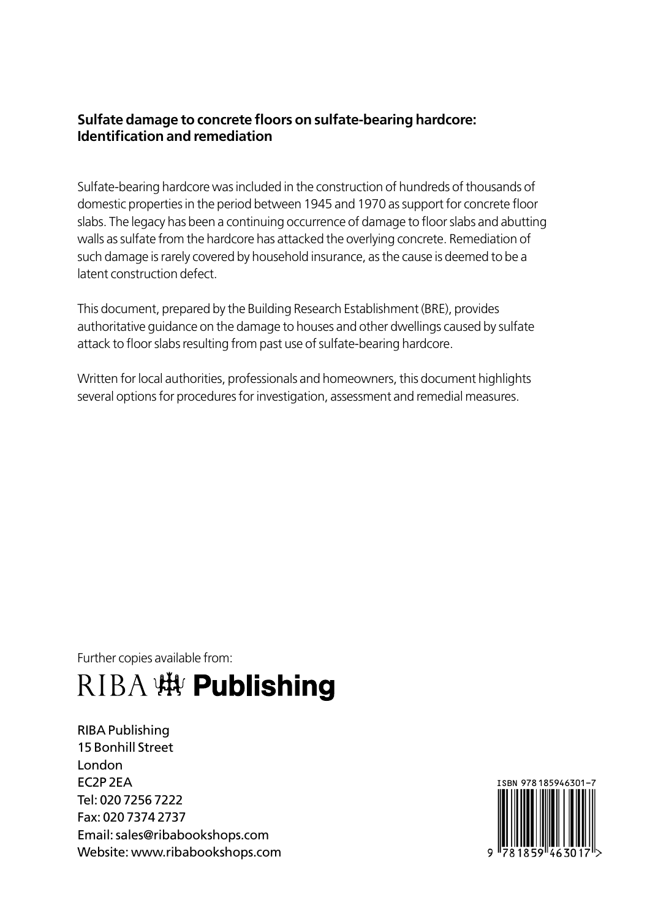**Sulfate damage to concrete floors on sulfate-bearing hardcore: Identification and remediation**

Sulfate-bearing hardcore was included in the construction of hundreds of thousands of domestic properties in the period between 1945 and 1970 as support for concrete floor slabs. The legacy has been a continuing occurrence of damage to floor slabs and abutting walls as sulfate from the hardcore has attacked the overlying concrete. Remediation of such damage is rarely covered by household insurance, as the cause is deemed to be a latent construction defect.

This document, prepared by the Building Research Establishment (BRE), provides authoritative guidance on the damage to houses and other dwellings caused by sulfate attack to floor slabs resulting from past use of sulfate-bearing hardcore.

Written for local authorities, professionals and homeowners, this document highlights several options for procedures for investigation, assessment and remedial measures.

Further copies available from:

RIBA Publishing

RIBA Publishing
15 Bonhill Street
London
EC2P 2EA
Tel: 020 7256 7222
Fax: 020 7374 2737
Email: sales@ribabookshops.com
Website: www.ribabookshops.com

ISBN 978 185946301-7

9 781859 463017